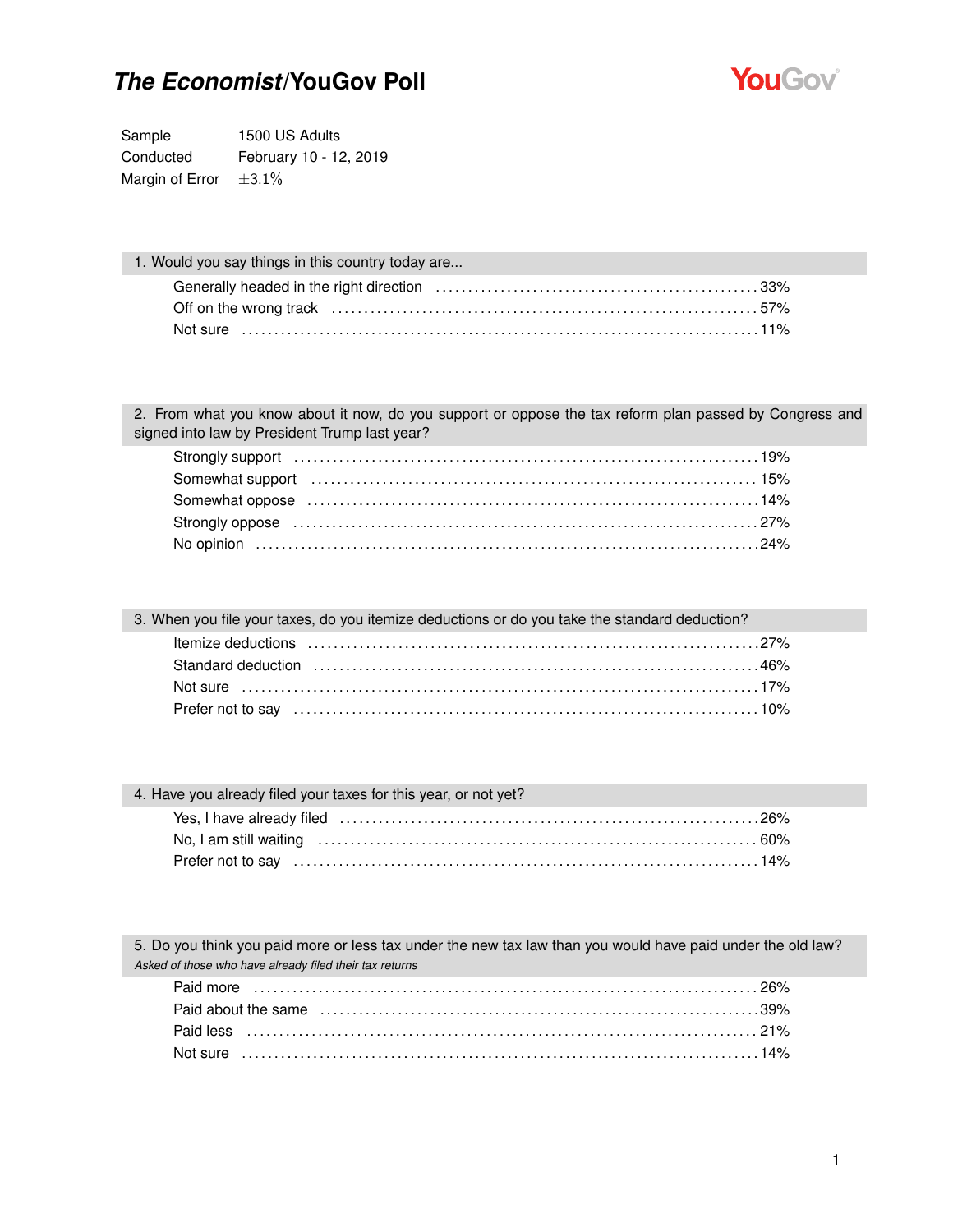# *The Economist*/YouGov Poll

| | |
|---|---|
| Sample | 1500 US Adults |
| Conducted | February 10 - 12, 2019 |
| Margin of Error | ±3.1% |

### 1. Would you say things in this country today are...

| | |
|---|---|
| Generally headed in the right direction | 33% |
| Off on the wrong track | 57% |
| Not sure | 11% |

### 2. From what you know about it now, do you support or oppose the tax reform plan passed by Congress and signed into law by President Trump last year?

| | |
|---|---|
| Strongly support | 19% |
| Somewhat support | 15% |
| Somewhat oppose | 14% |
| Strongly oppose | 27% |
| No opinion | 24% |

### 3. When you file your taxes, do you itemize deductions or do you take the standard deduction?

| | |
|---|---|
| Itemize deductions | 27% |
| Standard deduction | 46% |
| Not sure | 17% |
| Prefer not to say | 10% |

### 4. Have you already filed your taxes for this year, or not yet?

| | |
|---|---|
| Yes, I have already filed | 26% |
| No, I am still waiting | 60% |
| Prefer not to say | 14% |

### 5. Do you think you paid more or less tax under the new tax law than you would have paid under the old law?

*Asked of those who have already filed their tax returns*

| | |
|---|---|
| Paid more | 26% |
| Paid about the same | 39% |
| Paid less | 21% |
| Not sure | 14% |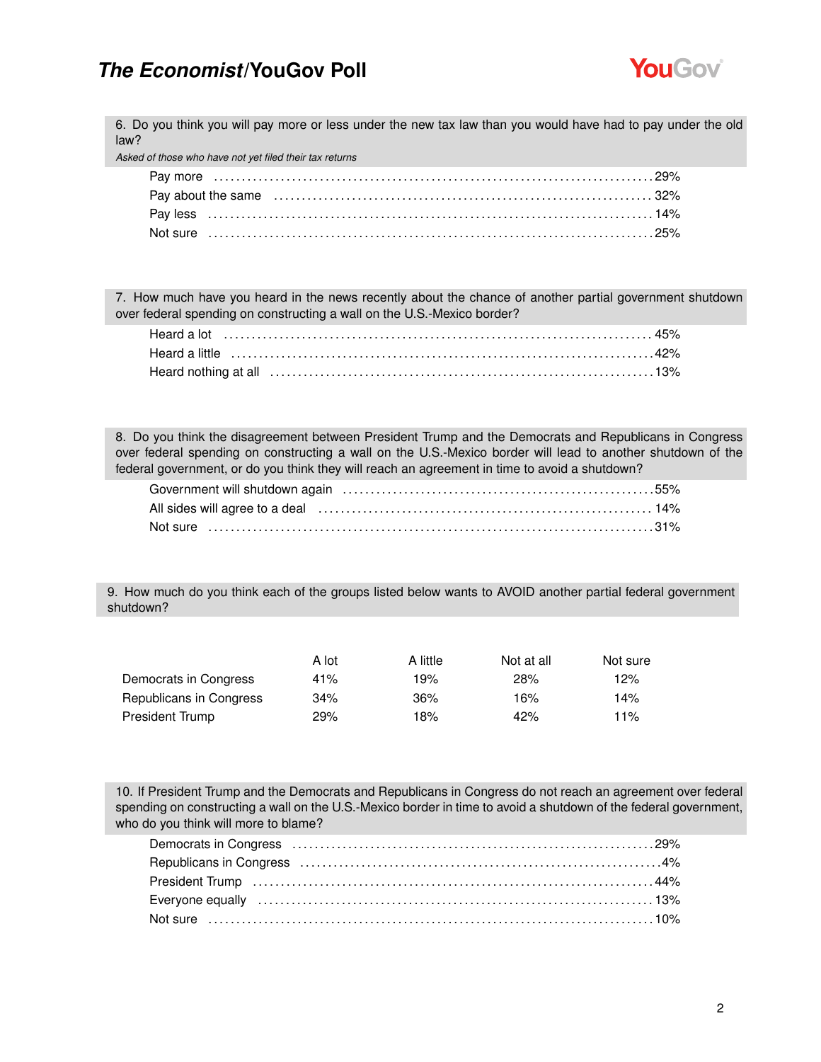**6. Do you think you will pay more or less under the new tax law than you would have had to pay under the old law?**

*Asked of those who have not yet filed their tax returns*

| | |
|---|---|
| Pay more | 29% |
| Pay about the same | 32% |
| Pay less | 14% |
| Not sure | 25% |

**7. How much have you heard in the news recently about the chance of another partial government shutdown over federal spending on constructing a wall on the U.S.-Mexico border?**

| | |
|---|---|
| Heard a lot | 45% |
| Heard a little | 42% |
| Heard nothing at all | 13% |

**8. Do you think the disagreement between President Trump and the Democrats and Republicans in Congress over federal spending on constructing a wall on the U.S.-Mexico border will lead to another shutdown of the federal government, or do you think they will reach an agreement in time to avoid a shutdown?**

| | |
|---|---|
| Government will shutdown again | 55% |
| All sides will agree to a deal | 14% |
| Not sure | 31% |

**9. How much do you think each of the groups listed below wants to AVOID another partial federal government shutdown?**

| | A lot | A little | Not at all | Not sure |
|---|---|---|---|---|
| Democrats in Congress | 41% | 19% | 28% | 12% |
| Republicans in Congress | 34% | 36% | 16% | 14% |
| President Trump | 29% | 18% | 42% | 11% |

**10. If President Trump and the Democrats and Republicans in Congress do not reach an agreement over federal spending on constructing a wall on the U.S.-Mexico border in time to avoid a shutdown of the federal government, who do you think will more to blame?**

| | |
|---|---|
| Democrats in Congress | 29% |
| Republicans in Congress | 4% |
| President Trump | 44% |
| Everyone equally | 13% |
| Not sure | 10% |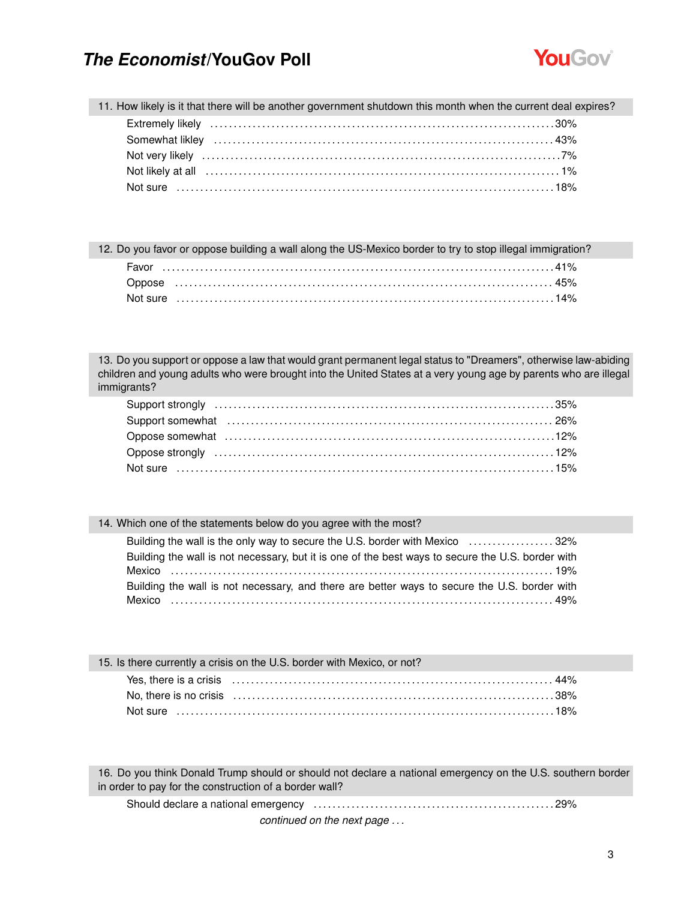**11. How likely is it that there will be another government shutdown this month when the current deal expires?**

| | |
|---|---|
| Extremely likely | 30% |
| Somewhat likley | 43% |
| Not very likely | 7% |
| Not likely at all | 1% |
| Not sure | 18% |

**12. Do you favor or oppose building a wall along the US-Mexico border to try to stop illegal immigration?**

| | |
|---|---|
| Favor | 41% |
| Oppose | 45% |
| Not sure | 14% |

**13. Do you support or oppose a law that would grant permanent legal status to "Dreamers", otherwise law-abiding children and young adults who were brought into the United States at a very young age by parents who are illegal immigrants?**

| | |
|---|---|
| Support strongly | 35% |
| Support somewhat | 26% |
| Oppose somewhat | 12% |
| Oppose strongly | 12% |
| Not sure | 15% |

**14. Which one of the statements below do you agree with the most?**

| | |
|---|---|
| Building the wall is the only way to secure the U.S. border with Mexico | 32% |
| Building the wall is not necessary, but it is one of the best ways to secure the U.S. border with Mexico | 19% |
| Building the wall is not necessary, and there are better ways to secure the U.S. border with Mexico | 49% |

**15. Is there currently a crisis on the U.S. border with Mexico, or not?**

| | |
|---|---|
| Yes, there is a crisis | 44% |
| No, there is no crisis | 38% |
| Not sure | 18% |

**16. Do you think Donald Trump should or should not declare a national emergency on the U.S. southern border in order to pay for the construction of a border wall?**

| | |
|---|---|
| Should declare a national emergency | 29% |

*continued on the next page . . .*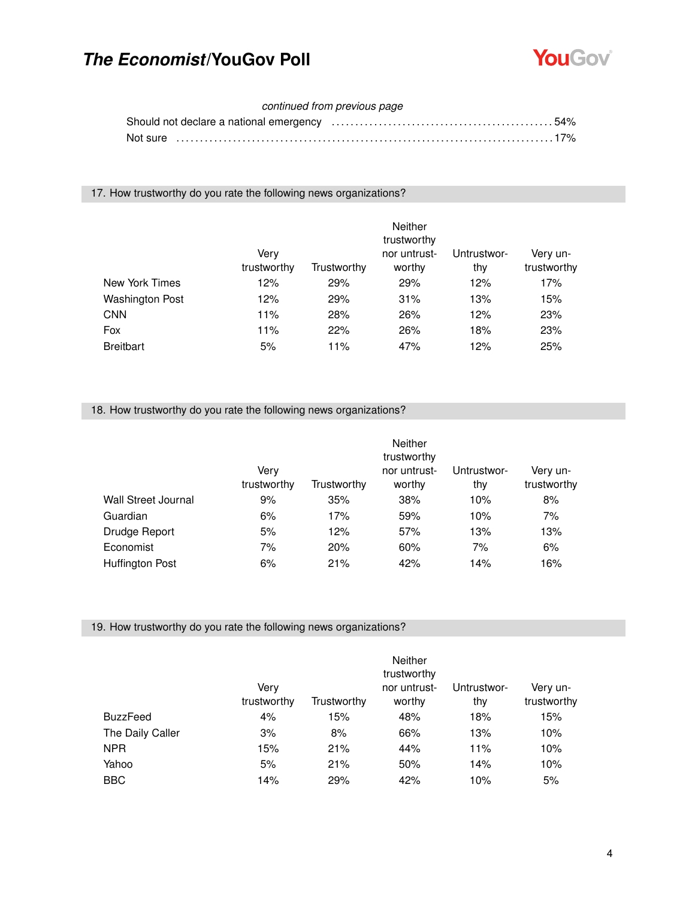*continued from previous page*

Should not declare a national emergency ............................................. 54%
Not sure ..................................................................................... 17%

## 17. How trustworthy do you rate the following news organizations?

| | Very trustworthy | Trustworthy | Neither trustworthy nor untrustworthy | Untrustworthy | Very untrustworthy |
|---|---|---|---|---|---|
| New York Times | 12% | 29% | 29% | 12% | 17% |
| Washington Post | 12% | 29% | 31% | 13% | 15% |
| CNN | 11% | 28% | 26% | 12% | 23% |
| Fox | 11% | 22% | 26% | 18% | 23% |
| Breitbart | 5% | 11% | 47% | 12% | 25% |

## 18. How trustworthy do you rate the following news organizations?

| | Very trustworthy | Trustworthy | Neither trustworthy nor untrustworthy | Untrustworthy | Very untrustworthy |
|---|---|---|---|---|---|
| Wall Street Journal | 9% | 35% | 38% | 10% | 8% |
| Guardian | 6% | 17% | 59% | 10% | 7% |
| Drudge Report | 5% | 12% | 57% | 13% | 13% |
| Economist | 7% | 20% | 60% | 7% | 6% |
| Huffington Post | 6% | 21% | 42% | 14% | 16% |

## 19. How trustworthy do you rate the following news organizations?

| | Very trustworthy | Trustworthy | Neither trustworthy nor untrustworthy | Untrustworthy | Very untrustworthy |
|---|---|---|---|---|---|
| BuzzFeed | 4% | 15% | 48% | 18% | 15% |
| The Daily Caller | 3% | 8% | 66% | 13% | 10% |
| NPR | 15% | 21% | 44% | 11% | 10% |
| Yahoo | 5% | 21% | 50% | 14% | 10% |
| BBC | 14% | 29% | 42% | 10% | 5% |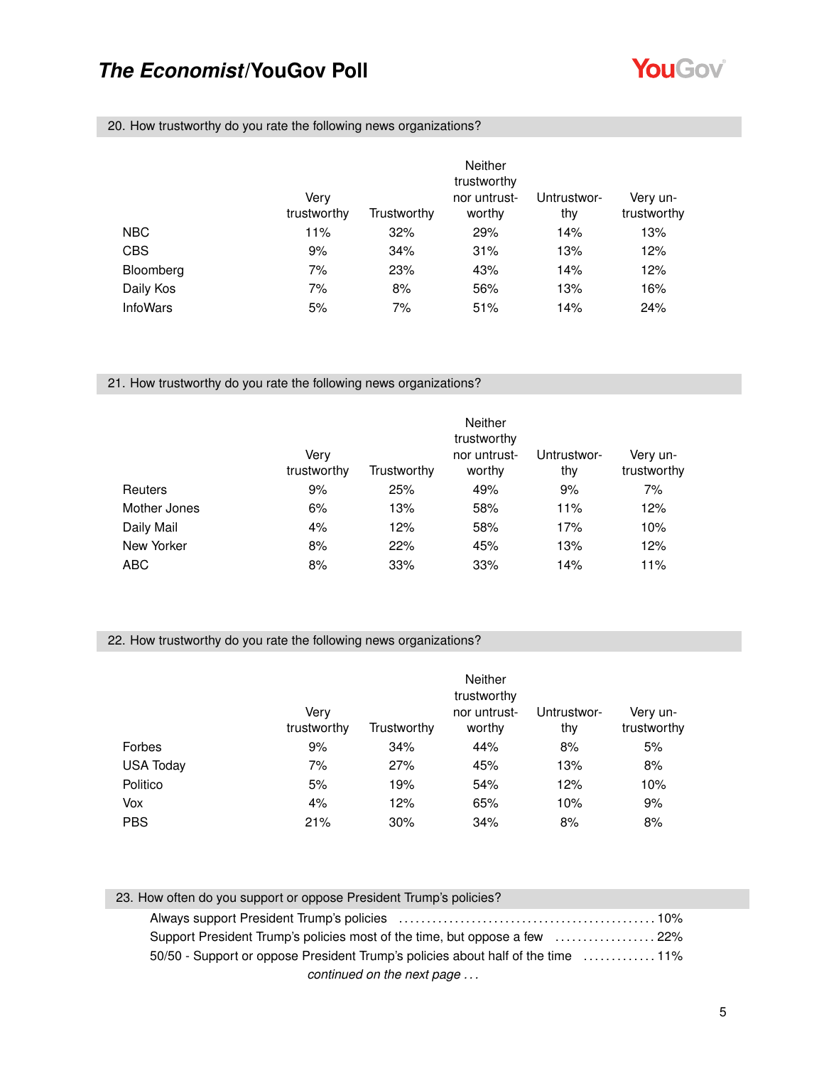### 20. How trustworthy do you rate the following news organizations?

| | Very trustworthy | Trustworthy | Neither trustworthy nor untrustworthy | Untrustworthy | Very untrustworthy |
|---|---|---|---|---|---|
| NBC | 11% | 32% | 29% | 14% | 13% |
| CBS | 9% | 34% | 31% | 13% | 12% |
| Bloomberg | 7% | 23% | 43% | 14% | 12% |
| Daily Kos | 7% | 8% | 56% | 13% | 16% |
| InfoWars | 5% | 7% | 51% | 14% | 24% |

### 21. How trustworthy do you rate the following news organizations?

| | Very trustworthy | Trustworthy | Neither trustworthy nor untrustworthy | Untrustworthy | Very untrustworthy |
|---|---|---|---|---|---|
| Reuters | 9% | 25% | 49% | 9% | 7% |
| Mother Jones | 6% | 13% | 58% | 11% | 12% |
| Daily Mail | 4% | 12% | 58% | 17% | 10% |
| New Yorker | 8% | 22% | 45% | 13% | 12% |
| ABC | 8% | 33% | 33% | 14% | 11% |

### 22. How trustworthy do you rate the following news organizations?

| | Very trustworthy | Trustworthy | Neither trustworthy nor untrustworthy | Untrustworthy | Very untrustworthy |
|---|---|---|---|---|---|
| Forbes | 9% | 34% | 44% | 8% | 5% |
| USA Today | 7% | 27% | 45% | 13% | 8% |
| Politico | 5% | 19% | 54% | 12% | 10% |
| Vox | 4% | 12% | 65% | 10% | 9% |
| PBS | 21% | 30% | 34% | 8% | 8% |

### 23. How often do you support or oppose President Trump's policies?

| | |
|---|---|
| Always support President Trump's policies | 10% |
| Support President Trump's policies most of the time, but oppose a few | 22% |
| 50/50 - Support or oppose President Trump's policies about half of the time | 11% |

*continued on the next page . . .*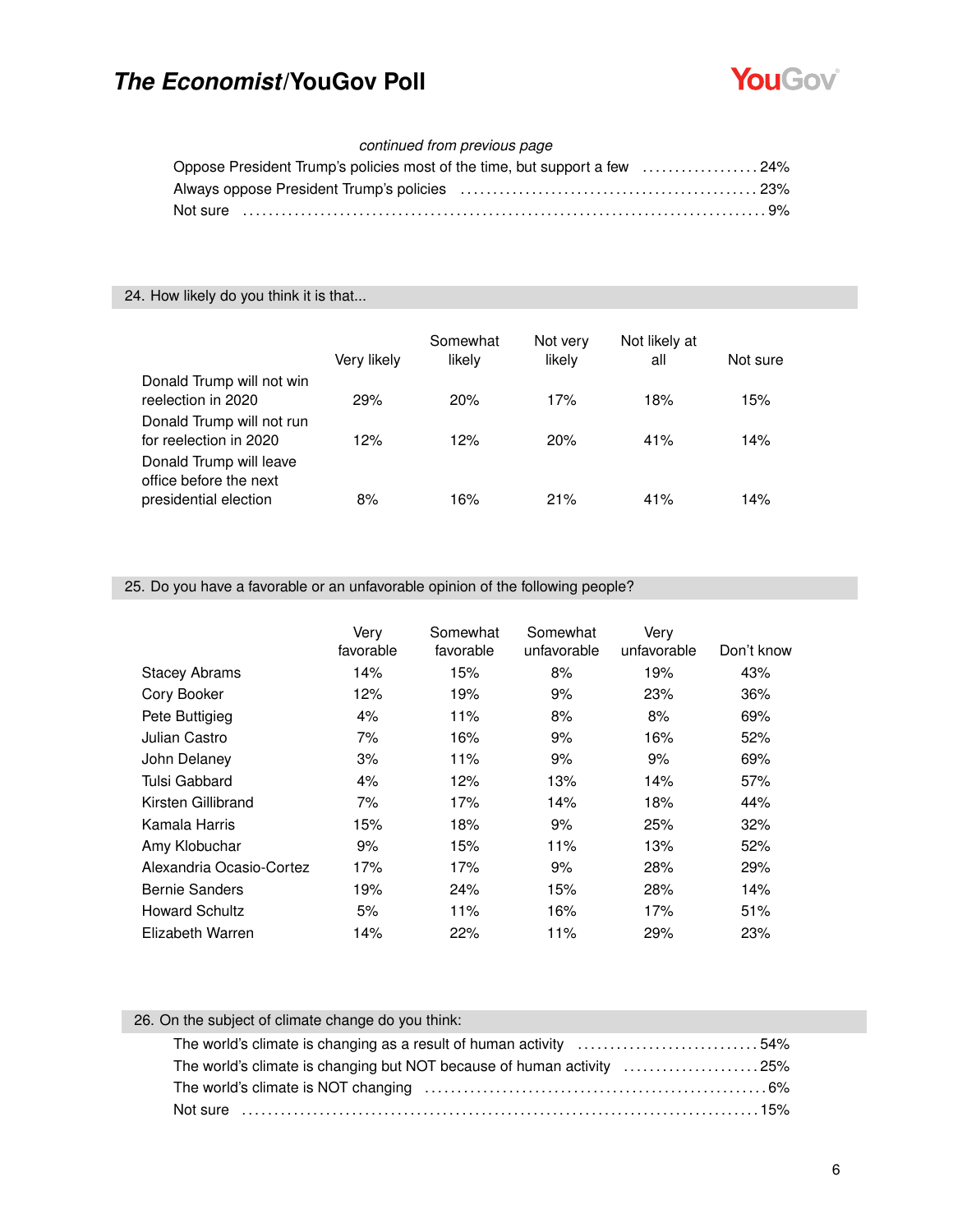*continued from previous page*

Oppose President Trump's policies most of the time, but support a few .................. 24%
Always oppose President Trump's policies ............................................ 23%
Not sure ........................................................................... 9%

## 24. How likely do you think it is that...

| | Very likely | Somewhat likely | Not very likely | Not likely at all | Not sure |
|---|---|---|---|---|---|
| Donald Trump will not win reelection in 2020 | 29% | 20% | 17% | 18% | 15% |
| Donald Trump will not run for reelection in 2020 | 12% | 12% | 20% | 41% | 14% |
| Donald Trump will leave office before the next presidential election | 8% | 16% | 21% | 41% | 14% |

## 25. Do you have a favorable or an unfavorable opinion of the following people?

| | Very favorable | Somewhat favorable | Somewhat unfavorable | Very unfavorable | Don't know |
|---|---|---|---|---|---|
| Stacey Abrams | 14% | 15% | 8% | 19% | 43% |
| Cory Booker | 12% | 19% | 9% | 23% | 36% |
| Pete Buttigieg | 4% | 11% | 8% | 8% | 69% |
| Julian Castro | 7% | 16% | 9% | 16% | 52% |
| John Delaney | 3% | 11% | 9% | 9% | 69% |
| Tulsi Gabbard | 4% | 12% | 13% | 14% | 57% |
| Kirsten Gillibrand | 7% | 17% | 14% | 18% | 44% |
| Kamala Harris | 15% | 18% | 9% | 25% | 32% |
| Amy Klobuchar | 9% | 15% | 11% | 13% | 52% |
| Alexandria Ocasio-Cortez | 17% | 17% | 9% | 28% | 29% |
| Bernie Sanders | 19% | 24% | 15% | 28% | 14% |
| Howard Schultz | 5% | 11% | 16% | 17% | 51% |
| Elizabeth Warren | 14% | 22% | 11% | 29% | 23% |

## 26. On the subject of climate change do you think:

The world's climate is changing as a result of human activity ............................ 54%
The world's climate is changing but NOT because of human activity ..................... 25%
The world's climate is NOT changing .................................................... 6%
Not sure ........................................................................... 15%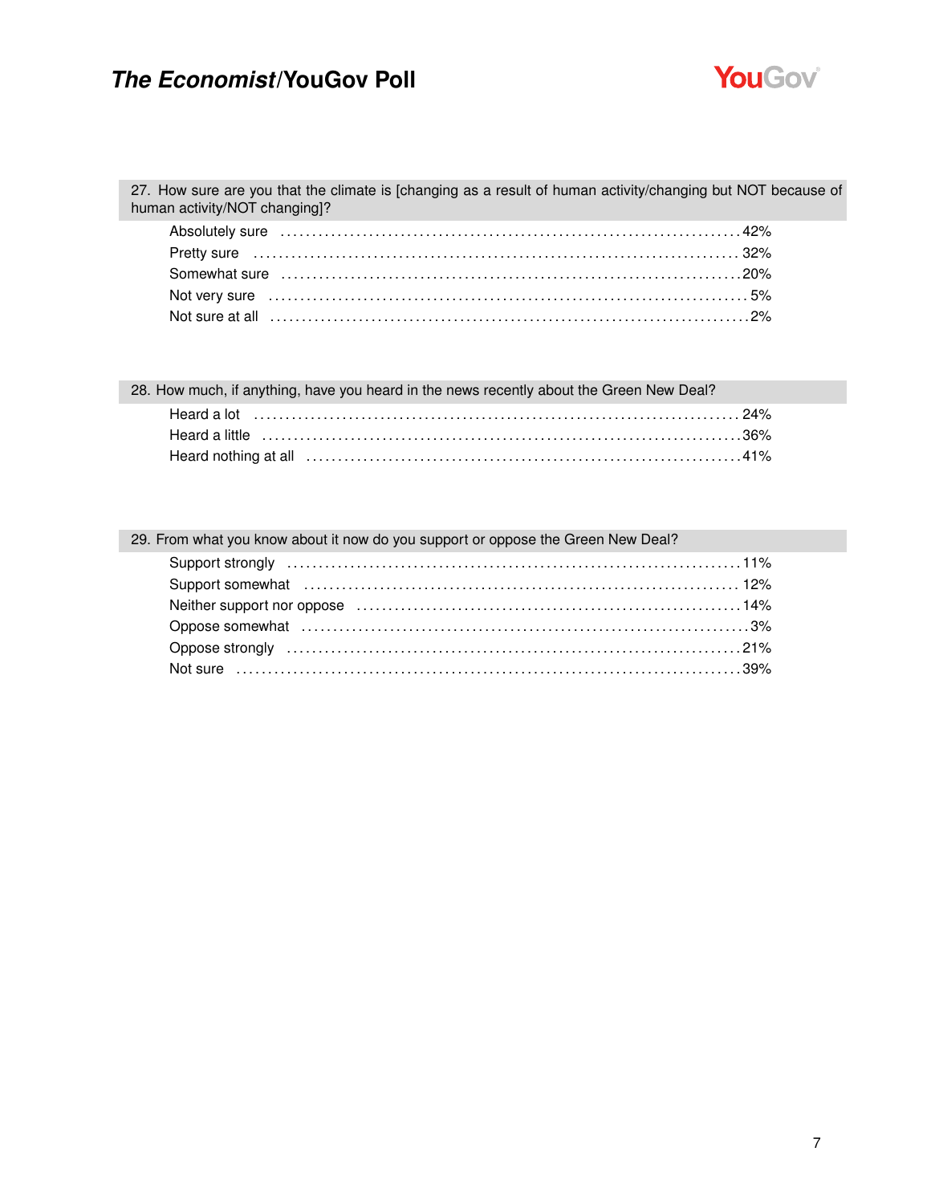27. How sure are you that the climate is [changing as a result of human activity/changing but NOT because of human activity/NOT changing]?

| Response | % |
|---|---|
| Absolutely sure | 42% |
| Pretty sure | 32% |
| Somewhat sure | 20% |
| Not very sure | 5% |
| Not sure at all | 2% |

28. How much, if anything, have you heard in the news recently about the Green New Deal?

| Response | % |
|---|---|
| Heard a lot | 24% |
| Heard a little | 36% |
| Heard nothing at all | 41% |

29. From what you know about it now do you support or oppose the Green New Deal?

| Response | % |
|---|---|
| Support strongly | 11% |
| Support somewhat | 12% |
| Neither support nor oppose | 14% |
| Oppose somewhat | 3% |
| Oppose strongly | 21% |
| Not sure | 39% |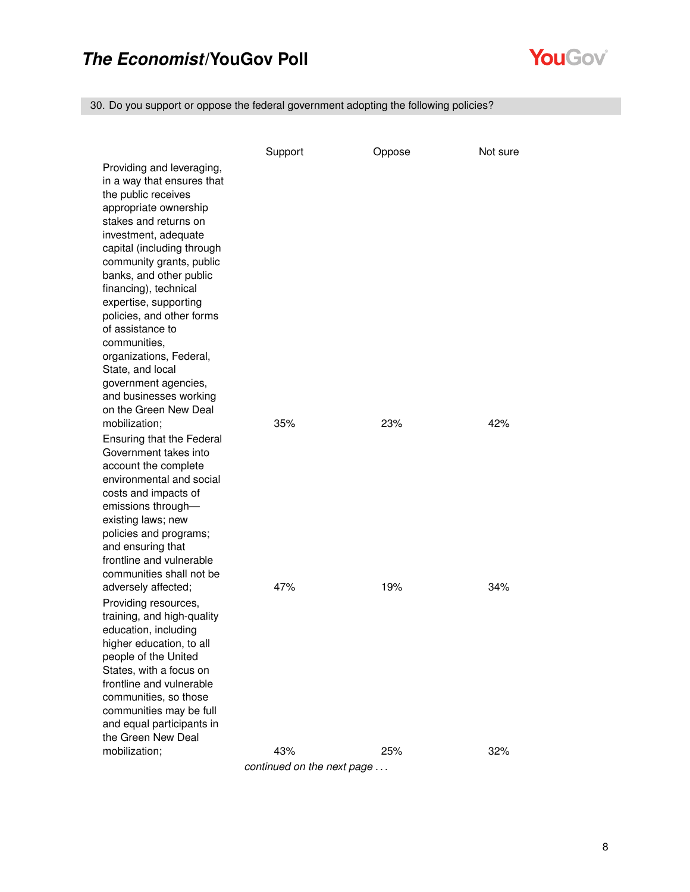30. Do you support or oppose the federal government adopting the following policies?

| | Support | Oppose | Not sure |
|---|---|---|---|
| Providing and leveraging, in a way that ensures that the public receives appropriate ownership stakes and returns on investment, adequate capital (including through community grants, public banks, and other public financing), technical expertise, supporting policies, and other forms of assistance to communities, organizations, Federal, State, and local government agencies, and businesses working on the Green New Deal mobilization; | 35% | 23% | 42% |
| Ensuring that the Federal Government takes into account the complete environmental and social costs and impacts of emissions through— existing laws; new policies and programs; and ensuring that frontline and vulnerable communities shall not be adversely affected; | 47% | 19% | 34% |
| Providing resources, training, and high-quality education, including higher education, to all people of the United States, with a focus on frontline and vulnerable communities, so those communities may be full and equal participants in the Green New Deal mobilization; | 43% | 25% | 32% |

*continued on the next page . . .*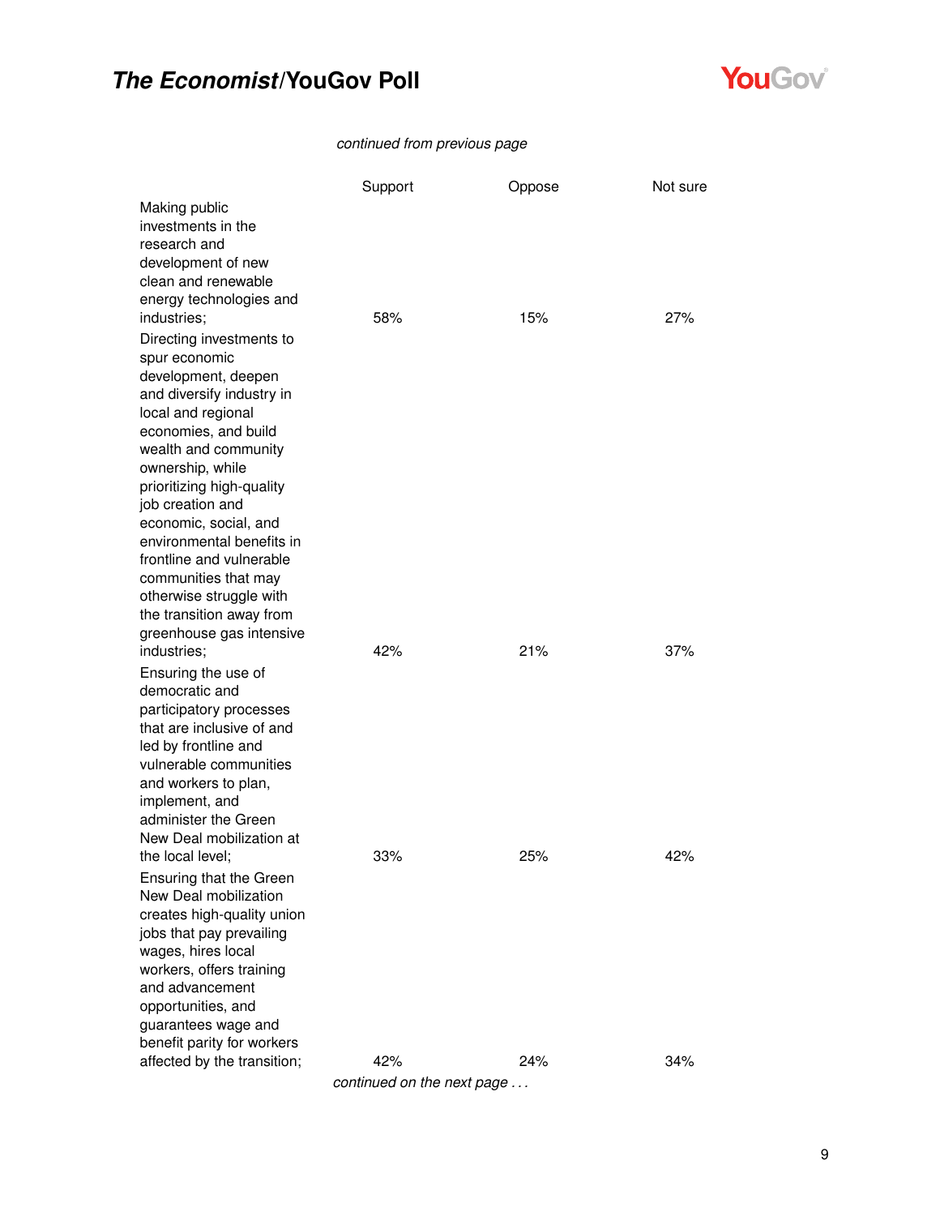*continued from previous page*

| | Support | Oppose | Not sure |
|---|---|---|---|
| Making public investments in the research and development of new clean and renewable energy technologies and industries; | 58% | 15% | 27% |
| Directing investments to spur economic development, deepen and diversify industry in local and regional economies, and build wealth and community ownership, while prioritizing high-quality job creation and economic, social, and environmental benefits in frontline and vulnerable communities that may otherwise struggle with the transition away from greenhouse gas intensive industries; | 42% | 21% | 37% |
| Ensuring the use of democratic and participatory processes that are inclusive of and led by frontline and vulnerable communities and workers to plan, implement, and administer the Green New Deal mobilization at the local level; | 33% | 25% | 42% |
| Ensuring that the Green New Deal mobilization creates high-quality union jobs that pay prevailing wages, hires local workers, offers training and advancement opportunities, and guarantees wage and benefit parity for workers affected by the transition; | 42% | 24% | 34% |

*continued on the next page . . .*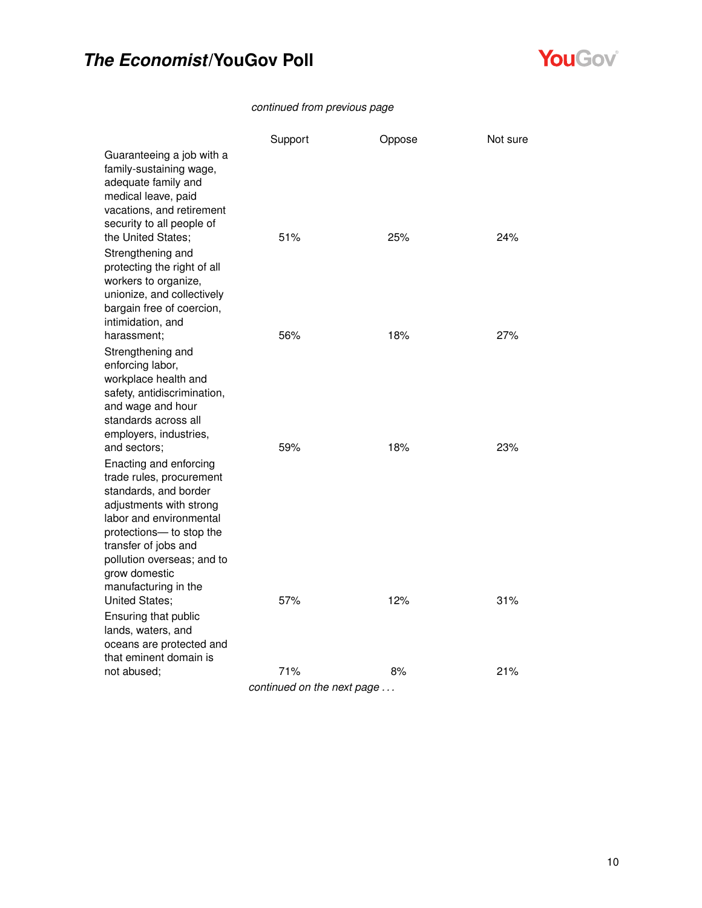*continued from previous page*

| | Support | Oppose | Not sure |
|---|---|---|---|
| Guaranteeing a job with a family-sustaining wage, adequate family and medical leave, paid vacations, and retirement security to all people of the United States; | 51% | 25% | 24% |
| Strengthening and protecting the right of all workers to organize, unionize, and collectively bargain free of coercion, intimidation, and harassment; | 56% | 18% | 27% |
| Strengthening and enforcing labor, workplace health and safety, antidiscrimination, and wage and hour standards across all employers, industries, and sectors; | 59% | 18% | 23% |
| Enacting and enforcing trade rules, procurement standards, and border adjustments with strong labor and environmental protections— to stop the transfer of jobs and pollution overseas; and to grow domestic manufacturing in the United States; | 57% | 12% | 31% |
| Ensuring that public lands, waters, and oceans are protected and that eminent domain is not abused; | 71% | 8% | 21% |

*continued on the next page . . .*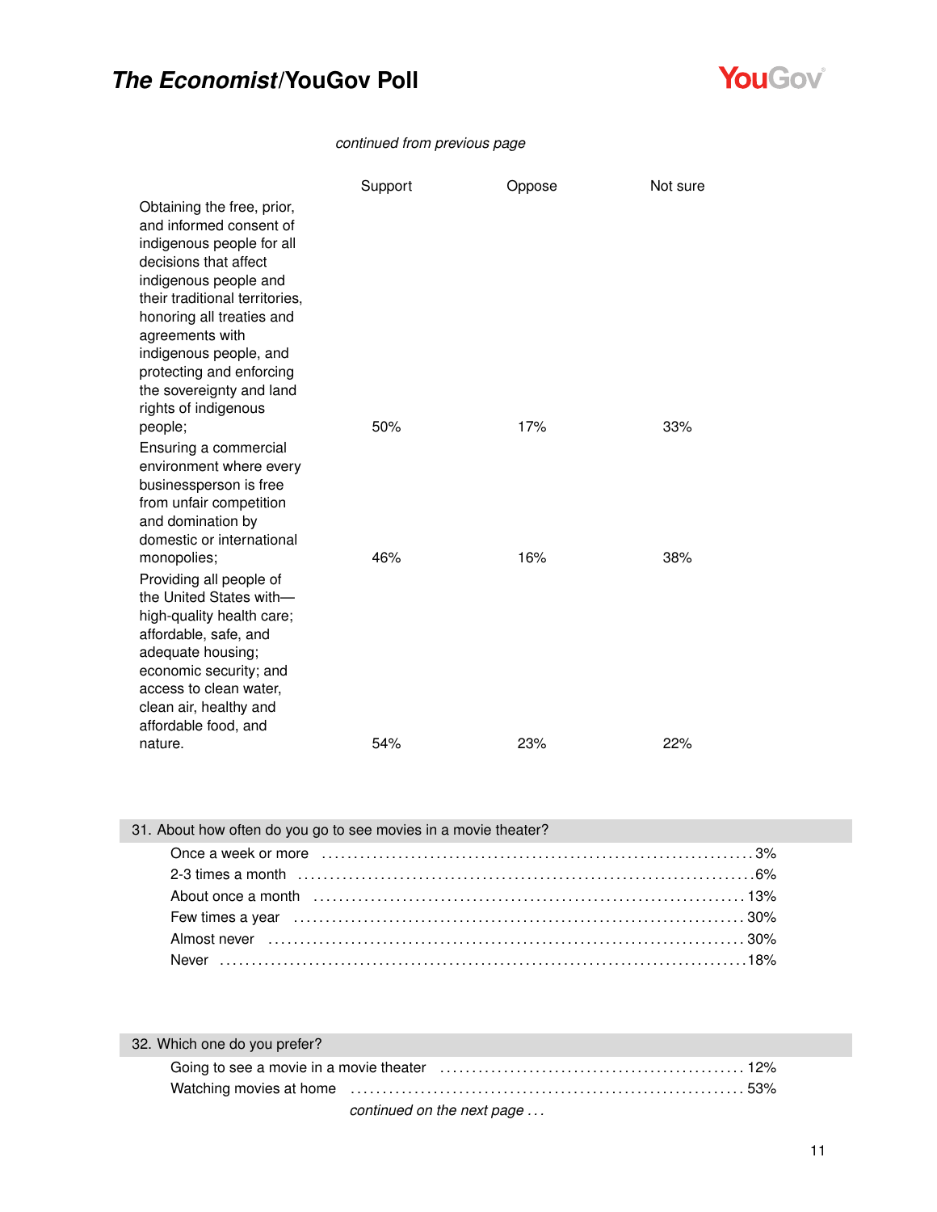*continued from previous page*

| | Support | Oppose | Not sure |
|---|---|---|---|
| Obtaining the free, prior, and informed consent of indigenous people for all decisions that affect indigenous people and their traditional territories, honoring all treaties and agreements with indigenous people, and protecting and enforcing the sovereignty and land rights of indigenous people; | 50% | 17% | 33% |
| Ensuring a commercial environment where every businessperson is free from unfair competition and domination by domestic or international monopolies; | 46% | 16% | 38% |
| Providing all people of the United States with— high-quality health care; affordable, safe, and adequate housing; economic security; and access to clean water, clean air, healthy and affordable food, and nature. | 54% | 23% | 22% |

### 31. About how often do you go to see movies in a movie theater?

| | |
|---|---|
| Once a week or more | 3% |
| 2-3 times a month | 6% |
| About once a month | 13% |
| Few times a year | 30% |
| Almost never | 30% |
| Never | 18% |

### 32. Which one do you prefer?

| | |
|---|---|
| Going to see a movie in a movie theater | 12% |
| Watching movies at home | 53% |

*continued on the next page . . .*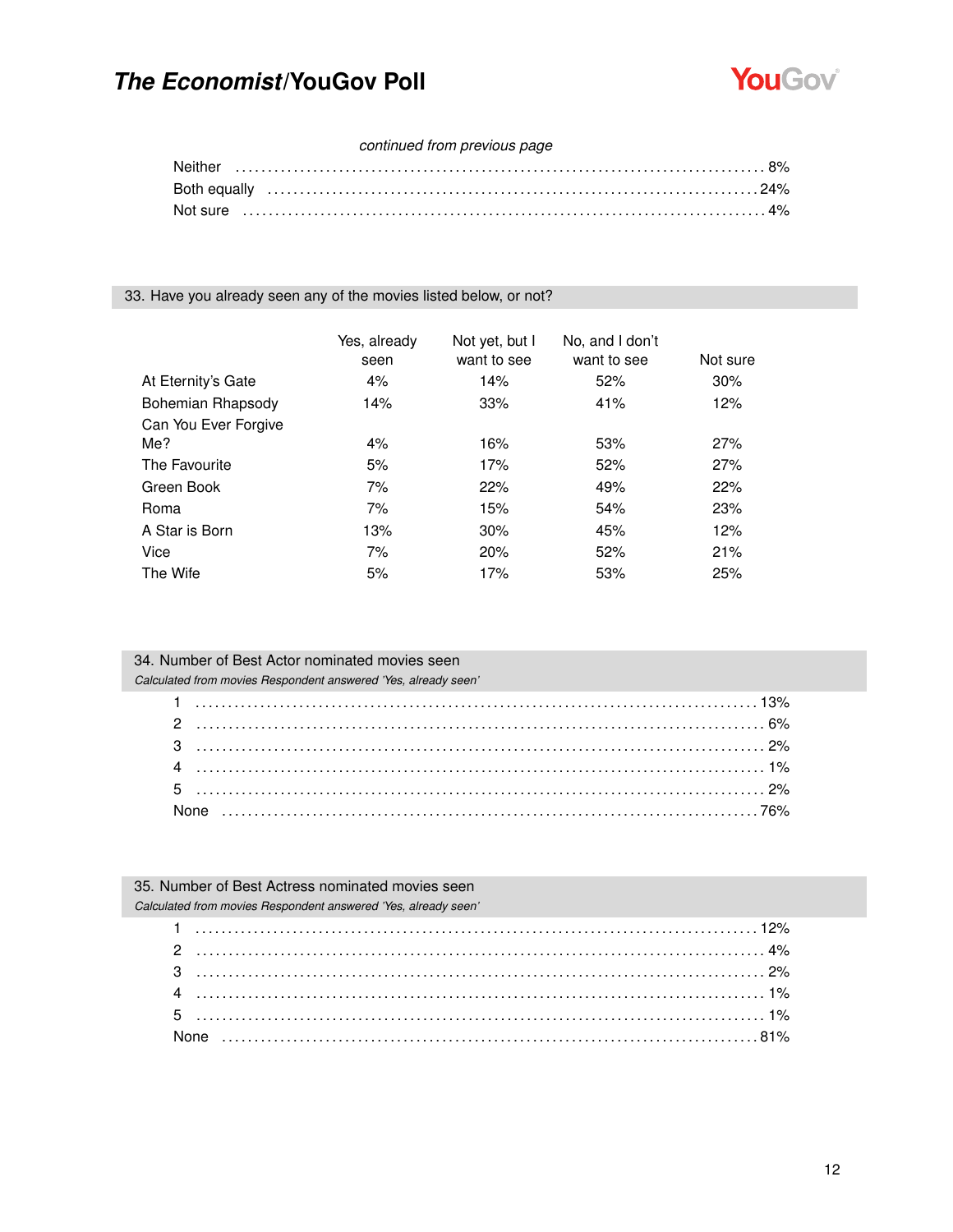*continued from previous page*

| | |
|---|---|
| Neither | 8% |
| Both equally | 24% |
| Not sure | 4% |

## 33. Have you already seen any of the movies listed below, or not?

| | Yes, already seen | Not yet, but I want to see | No, and I don't want to see | Not sure |
|---|---|---|---|---|
| At Eternity's Gate | 4% | 14% | 52% | 30% |
| Bohemian Rhapsody | 14% | 33% | 41% | 12% |
| Can You Ever Forgive Me? | 4% | 16% | 53% | 27% |
| The Favourite | 5% | 17% | 52% | 27% |
| Green Book | 7% | 22% | 49% | 22% |
| Roma | 7% | 15% | 54% | 23% |
| A Star is Born | 13% | 30% | 45% | 12% |
| Vice | 7% | 20% | 52% | 21% |
| The Wife | 5% | 17% | 53% | 25% |

## 34. Number of Best Actor nominated movies seen

*Calculated from movies Respondent answered 'Yes, already seen'*

| | |
|---|---|
| 1 | 13% |
| 2 | 6% |
| 3 | 2% |
| 4 | 1% |
| 5 | 2% |
| None | 76% |

## 35. Number of Best Actress nominated movies seen

*Calculated from movies Respondent answered 'Yes, already seen'*

| | |
|---|---|
| 1 | 12% |
| 2 | 4% |
| 3 | 2% |
| 4 | 1% |
| 5 | 1% |
| None | 81% |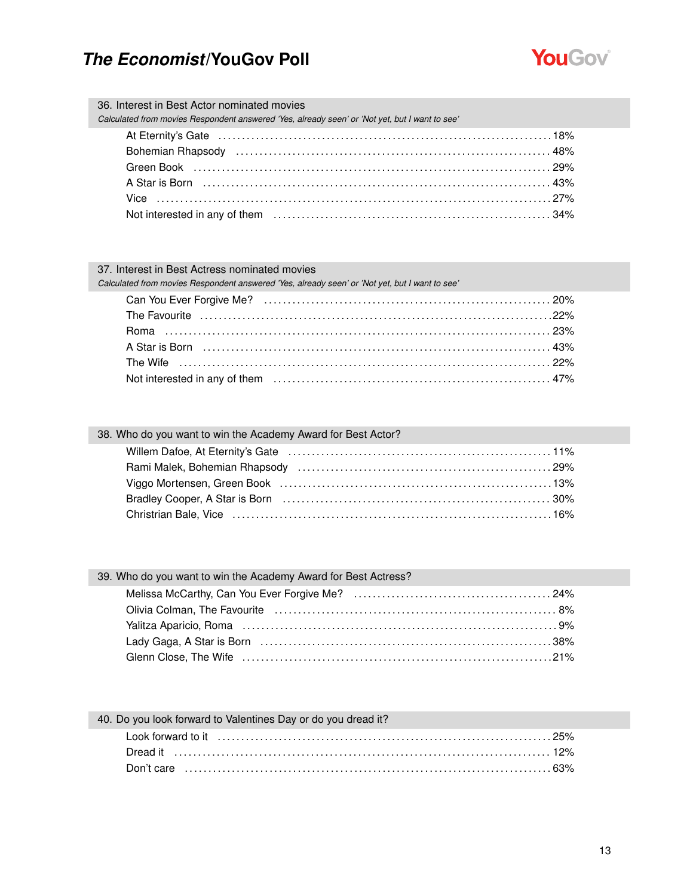### 36. Interest in Best Actor nominated movies

*Calculated from movies Respondent answered 'Yes, already seen' or 'Not yet, but I want to see'*

| | |
|---|---|
| At Eternity's Gate | 18% |
| Bohemian Rhapsody | 48% |
| Green Book | 29% |
| A Star is Born | 43% |
| Vice | 27% |
| Not interested in any of them | 34% |

### 37. Interest in Best Actress nominated movies

*Calculated from movies Respondent answered 'Yes, already seen' or 'Not yet, but I want to see'*

| | |
|---|---|
| Can You Ever Forgive Me? | 20% |
| The Favourite | 22% |
| Roma | 23% |
| A Star is Born | 43% |
| The Wife | 22% |
| Not interested in any of them | 47% |

### 38. Who do you want to win the Academy Award for Best Actor?

| | |
|---|---|
| Willem Dafoe, At Eternity's Gate | 11% |
| Rami Malek, Bohemian Rhapsody | 29% |
| Viggo Mortensen, Green Book | 13% |
| Bradley Cooper, A Star is Born | 30% |
| Christian Bale, Vice | 16% |

### 39. Who do you want to win the Academy Award for Best Actress?

| | |
|---|---|
| Melissa McCarthy, Can You Ever Forgive Me? | 24% |
| Olivia Colman, The Favourite | 8% |
| Yalitza Aparicio, Roma | 9% |
| Lady Gaga, A Star is Born | 38% |
| Glenn Close, The Wife | 21% |

### 40. Do you look forward to Valentines Day or do you dread it?

| | |
|---|---|
| Look forward to it | 25% |
| Dread it | 12% |
| Don't care | 63% |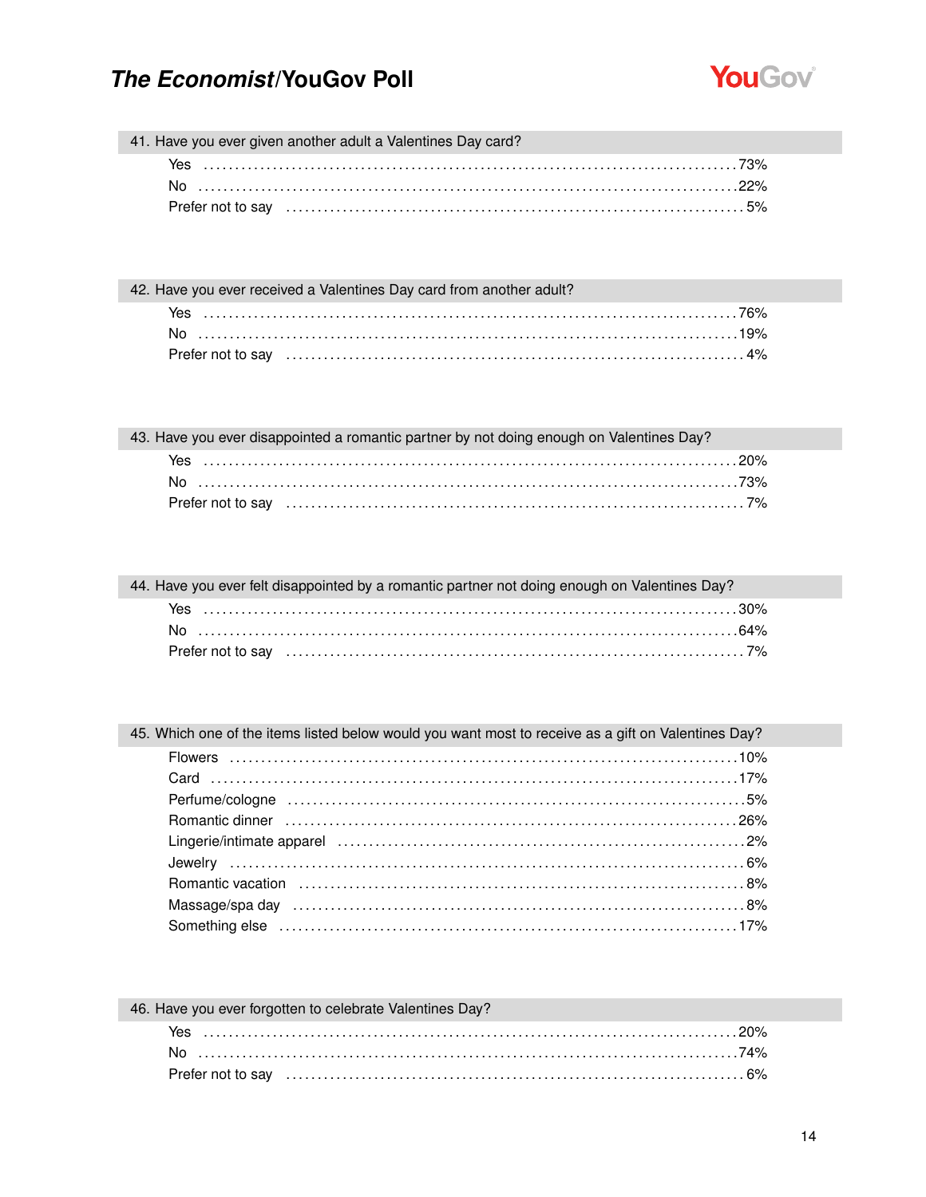### 41. Have you ever given another adult a Valentines Day card?

| | |
|---|---|
| Yes | 73% |
| No | 22% |
| Prefer not to say | 5% |

### 42. Have you ever received a Valentines Day card from another adult?

| | |
|---|---|
| Yes | 76% |
| No | 19% |
| Prefer not to say | 4% |

### 43. Have you ever disappointed a romantic partner by not doing enough on Valentines Day?

| | |
|---|---|
| Yes | 20% |
| No | 73% |
| Prefer not to say | 7% |

### 44. Have you ever felt disappointed by a romantic partner not doing enough on Valentines Day?

| | |
|---|---|
| Yes | 30% |
| No | 64% |
| Prefer not to say | 7% |

### 45. Which one of the items listed below would you want most to receive as a gift on Valentines Day?

| | |
|---|---|
| Flowers | 10% |
| Card | 17% |
| Perfume/cologne | 5% |
| Romantic dinner | 26% |
| Lingerie/intimate apparel | 2% |
| Jewelry | 6% |
| Romantic vacation | 8% |
| Massage/spa day | 8% |
| Something else | 17% |

### 46. Have you ever forgotten to celebrate Valentines Day?

| | |
|---|---|
| Yes | 20% |
| No | 74% |
| Prefer not to say | 6% |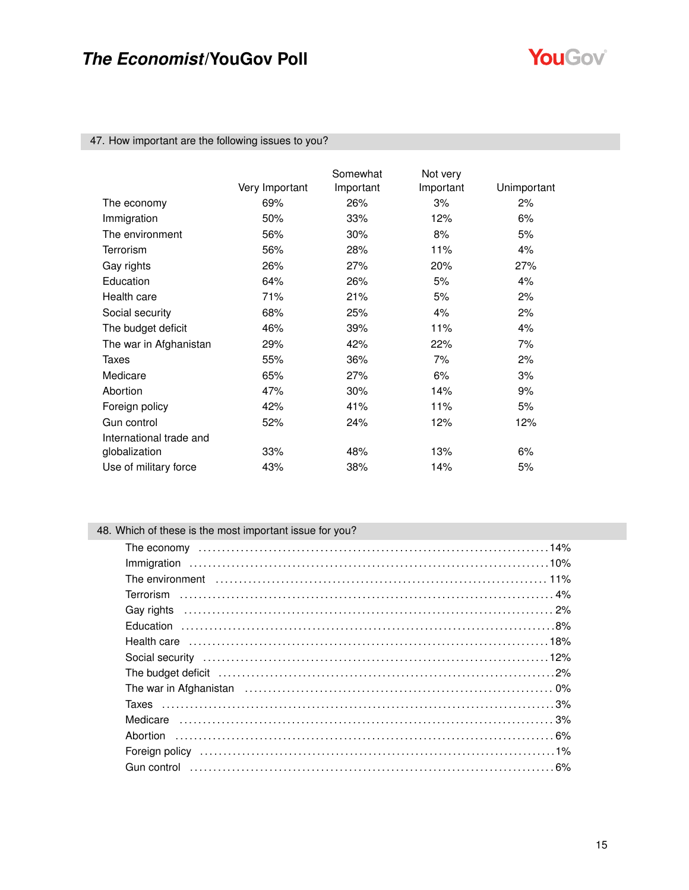### 47. How important are the following issues to you?

| | Very Important | Somewhat Important | Not very Important | Unimportant |
|---|---|---|---|---|
| The economy | 69% | 26% | 3% | 2% |
| Immigration | 50% | 33% | 12% | 6% |
| The environment | 56% | 30% | 8% | 5% |
| Terrorism | 56% | 28% | 11% | 4% |
| Gay rights | 26% | 27% | 20% | 27% |
| Education | 64% | 26% | 5% | 4% |
| Health care | 71% | 21% | 5% | 2% |
| Social security | 68% | 25% | 4% | 2% |
| The budget deficit | 46% | 39% | 11% | 4% |
| The war in Afghanistan | 29% | 42% | 22% | 7% |
| Taxes | 55% | 36% | 7% | 2% |
| Medicare | 65% | 27% | 6% | 3% |
| Abortion | 47% | 30% | 14% | 9% |
| Foreign policy | 42% | 41% | 11% | 5% |
| Gun control | 52% | 24% | 12% | 12% |
| International trade and globalization | 33% | 48% | 13% | 6% |
| Use of military force | 43% | 38% | 14% | 5% |

### 48. Which of these is the most important issue for you?

| | |
|---|---|
| The economy | 14% |
| Immigration | 10% |
| The environment | 11% |
| Terrorism | 4% |
| Gay rights | 2% |
| Education | 8% |
| Health care | 18% |
| Social security | 12% |
| The budget deficit | 2% |
| The war in Afghanistan | 0% |
| Taxes | 3% |
| Medicare | 3% |
| Abortion | 6% |
| Foreign policy | 1% |
| Gun control | 6% |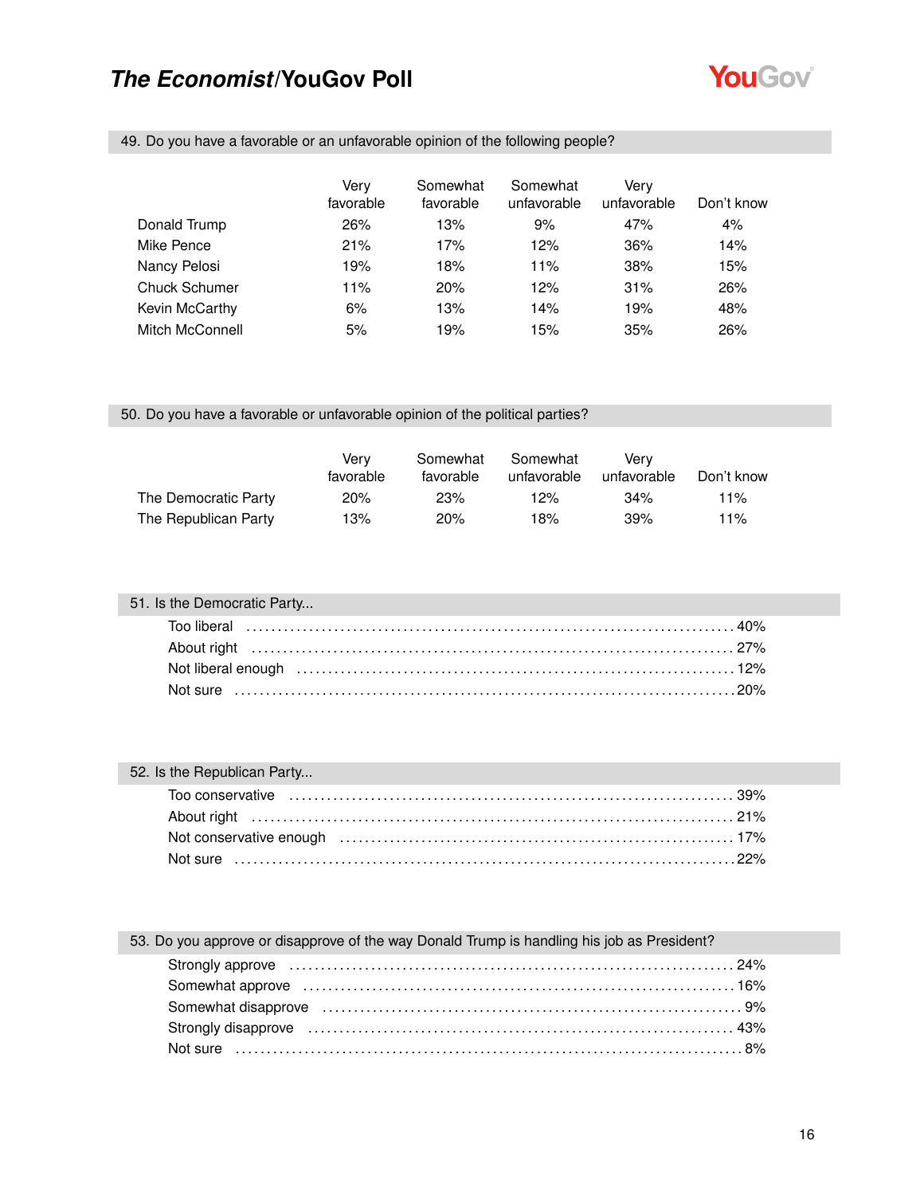## 49. Do you have a favorable or an unfavorable opinion of the following people?

| | Very favorable | Somewhat favorable | Somewhat unfavorable | Very unfavorable | Don't know |
|---|---|---|---|---|---|
| Donald Trump | 26% | 13% | 9% | 47% | 4% |
| Mike Pence | 21% | 17% | 12% | 36% | 14% |
| Nancy Pelosi | 19% | 18% | 11% | 38% | 15% |
| Chuck Schumer | 11% | 20% | 12% | 31% | 26% |
| Kevin McCarthy | 6% | 13% | 14% | 19% | 48% |
| Mitch McConnell | 5% | 19% | 15% | 35% | 26% |

## 50. Do you have a favorable or unfavorable opinion of the political parties?

| | Very favorable | Somewhat favorable | Somewhat unfavorable | Very unfavorable | Don't know |
|---|---|---|---|---|---|
| The Democratic Party | 20% | 23% | 12% | 34% | 11% |
| The Republican Party | 13% | 20% | 18% | 39% | 11% |

## 51. Is the Democratic Party...

| | |
|---|---|
| Too liberal | 40% |
| About right | 27% |
| Not liberal enough | 12% |
| Not sure | 20% |

## 52. Is the Republican Party...

| | |
|---|---|
| Too conservative | 39% |
| About right | 21% |
| Not conservative enough | 17% |
| Not sure | 22% |

## 53. Do you approve or disapprove of the way Donald Trump is handling his job as President?

| | |
|---|---|
| Strongly approve | 24% |
| Somewhat approve | 16% |
| Somewhat disapprove | 9% |
| Strongly disapprove | 43% |
| Not sure | 8% |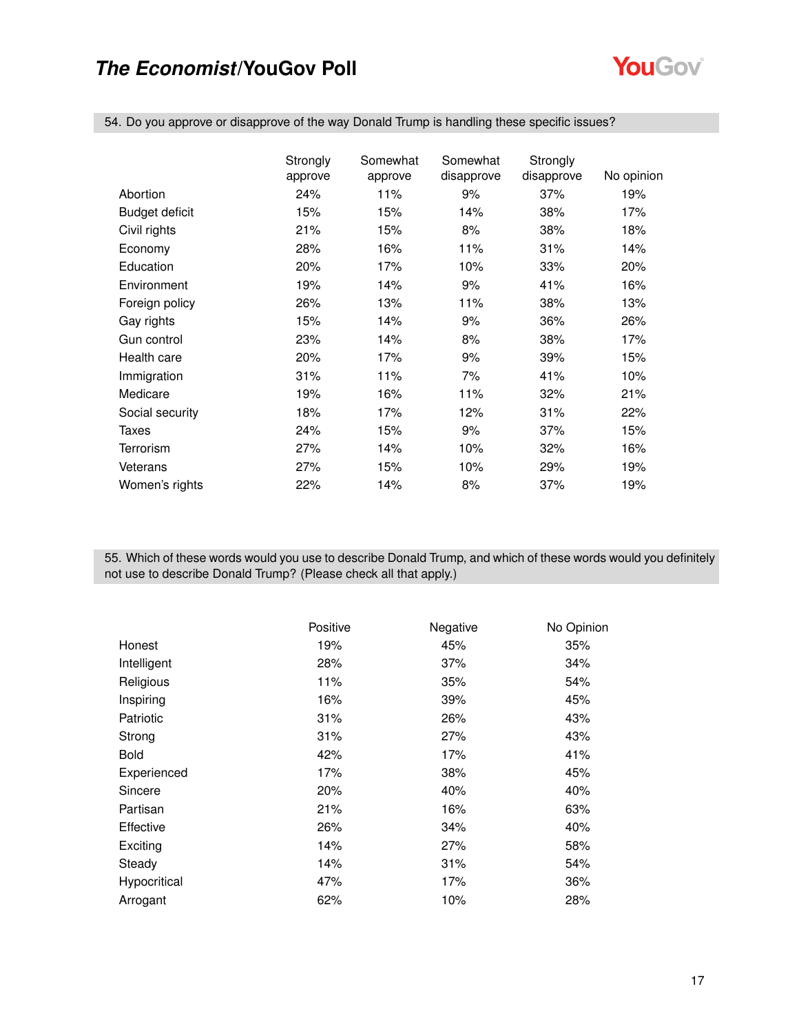## 54. Do you approve or disapprove of the way Donald Trump is handling these specific issues?

| | Strongly approve | Somewhat approve | Somewhat disapprove | Strongly disapprove | No opinion |
|---|---|---|---|---|---|
| Abortion | 24% | 11% | 9% | 37% | 19% |
| Budget deficit | 15% | 15% | 14% | 38% | 17% |
| Civil rights | 21% | 15% | 8% | 38% | 18% |
| Economy | 28% | 16% | 11% | 31% | 14% |
| Education | 20% | 17% | 10% | 33% | 20% |
| Environment | 19% | 14% | 9% | 41% | 16% |
| Foreign policy | 26% | 13% | 11% | 38% | 13% |
| Gay rights | 15% | 14% | 9% | 36% | 26% |
| Gun control | 23% | 14% | 8% | 38% | 17% |
| Health care | 20% | 17% | 9% | 39% | 15% |
| Immigration | 31% | 11% | 7% | 41% | 10% |
| Medicare | 19% | 16% | 11% | 32% | 21% |
| Social security | 18% | 17% | 12% | 31% | 22% |
| Taxes | 24% | 15% | 9% | 37% | 15% |
| Terrorism | 27% | 14% | 10% | 32% | 16% |
| Veterans | 27% | 15% | 10% | 29% | 19% |
| Women's rights | 22% | 14% | 8% | 37% | 19% |

## 55. Which of these words would you use to describe Donald Trump, and which of these words would you definitely not use to describe Donald Trump? (Please check all that apply.)

| | Positive | Negative | No Opinion |
|---|---|---|---|
| Honest | 19% | 45% | 35% |
| Intelligent | 28% | 37% | 34% |
| Religious | 11% | 35% | 54% |
| Inspiring | 16% | 39% | 45% |
| Patriotic | 31% | 26% | 43% |
| Strong | 31% | 27% | 43% |
| Bold | 42% | 17% | 41% |
| Experienced | 17% | 38% | 45% |
| Sincere | 20% | 40% | 40% |
| Partisan | 21% | 16% | 63% |
| Effective | 26% | 34% | 40% |
| Exciting | 14% | 27% | 58% |
| Steady | 14% | 31% | 54% |
| Hypocritical | 47% | 17% | 36% |
| Arrogant | 62% | 10% | 28% |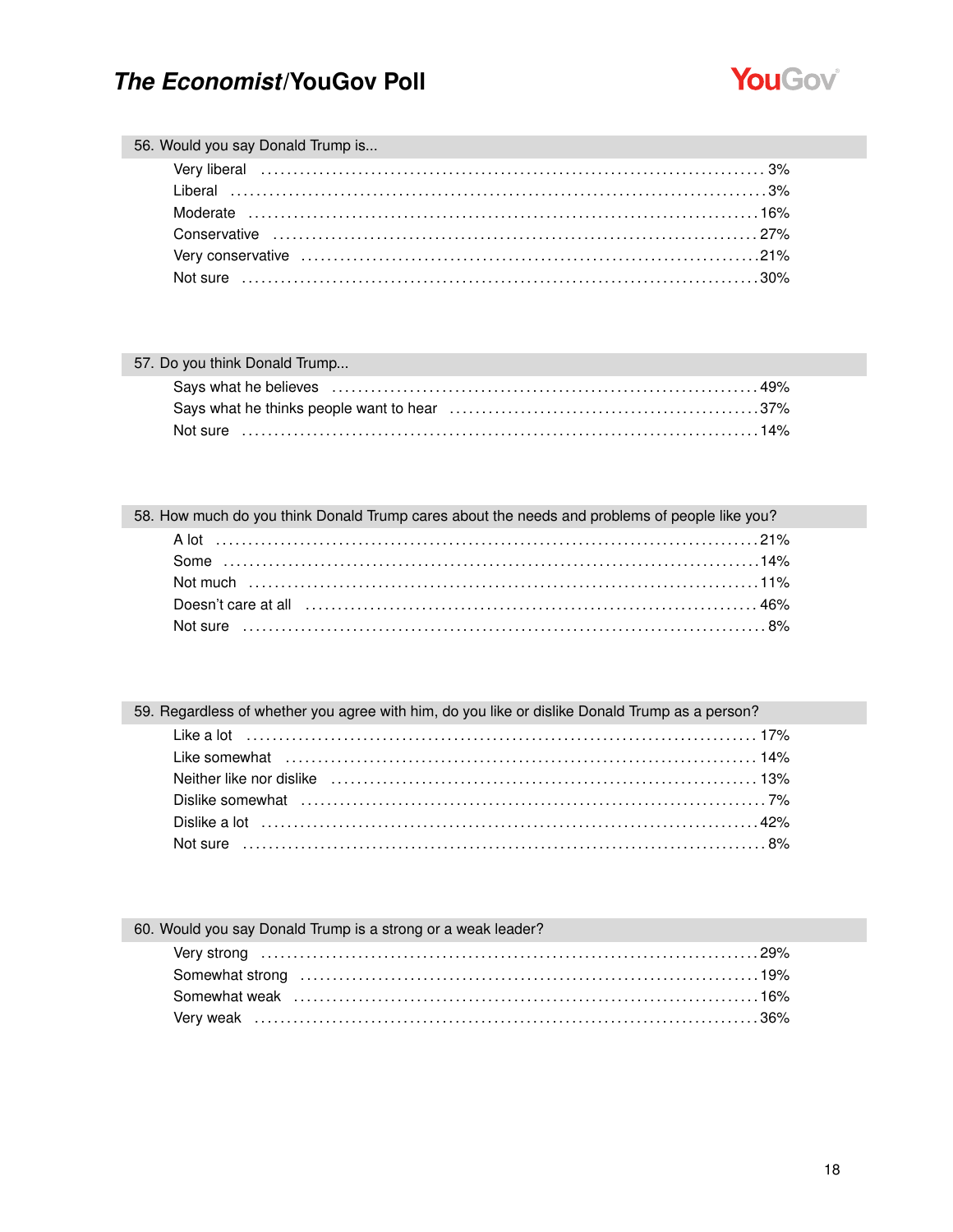### 56. Would you say Donald Trump is...

| Response | % |
|---|---|
| Very liberal | 3% |
| Liberal | 3% |
| Moderate | 16% |
| Conservative | 27% |
| Very conservative | 21% |
| Not sure | 30% |

### 57. Do you think Donald Trump...

| Response | % |
|---|---|
| Says what he believes | 49% |
| Says what he thinks people want to hear | 37% |
| Not sure | 14% |

### 58. How much do you think Donald Trump cares about the needs and problems of people like you?

| Response | % |
|---|---|
| A lot | 21% |
| Some | 14% |
| Not much | 11% |
| Doesn't care at all | 46% |
| Not sure | 8% |

### 59. Regardless of whether you agree with him, do you like or dislike Donald Trump as a person?

| Response | % |
|---|---|
| Like a lot | 17% |
| Like somewhat | 14% |
| Neither like nor dislike | 13% |
| Dislike somewhat | 7% |
| Dislike a lot | 42% |
| Not sure | 8% |

### 60. Would you say Donald Trump is a strong or a weak leader?

| Response | % |
|---|---|
| Very strong | 29% |
| Somewhat strong | 19% |
| Somewhat weak | 16% |
| Very weak | 36% |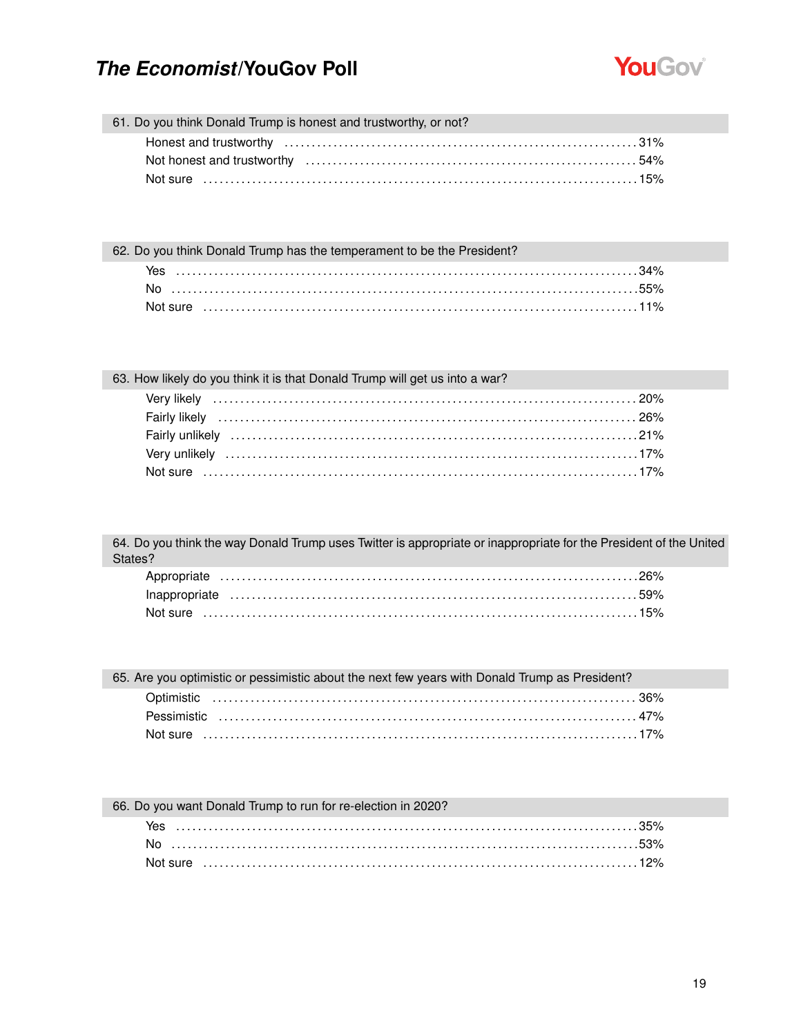### 61. Do you think Donald Trump is honest and trustworthy, or not?

| Response | % |
|---|---|
| Honest and trustworthy | 31% |
| Not honest and trustworthy | 54% |
| Not sure | 15% |

### 62. Do you think Donald Trump has the temperament to be the President?

| Response | % |
|---|---|
| Yes | 34% |
| No | 55% |
| Not sure | 11% |

### 63. How likely do you think it is that Donald Trump will get us into a war?

| Response | % |
|---|---|
| Very likely | 20% |
| Fairly likely | 26% |
| Fairly unlikely | 21% |
| Very unlikely | 17% |
| Not sure | 17% |

### 64. Do you think the way Donald Trump uses Twitter is appropriate or inappropriate for the President of the United States?

| Response | % |
|---|---|
| Appropriate | 26% |
| Inappropriate | 59% |
| Not sure | 15% |

### 65. Are you optimistic or pessimistic about the next few years with Donald Trump as President?

| Response | % |
|---|---|
| Optimistic | 36% |
| Pessimistic | 47% |
| Not sure | 17% |

### 66. Do you want Donald Trump to run for re-election in 2020?

| Response | % |
|---|---|
| Yes | 35% |
| No | 53% |
| Not sure | 12% |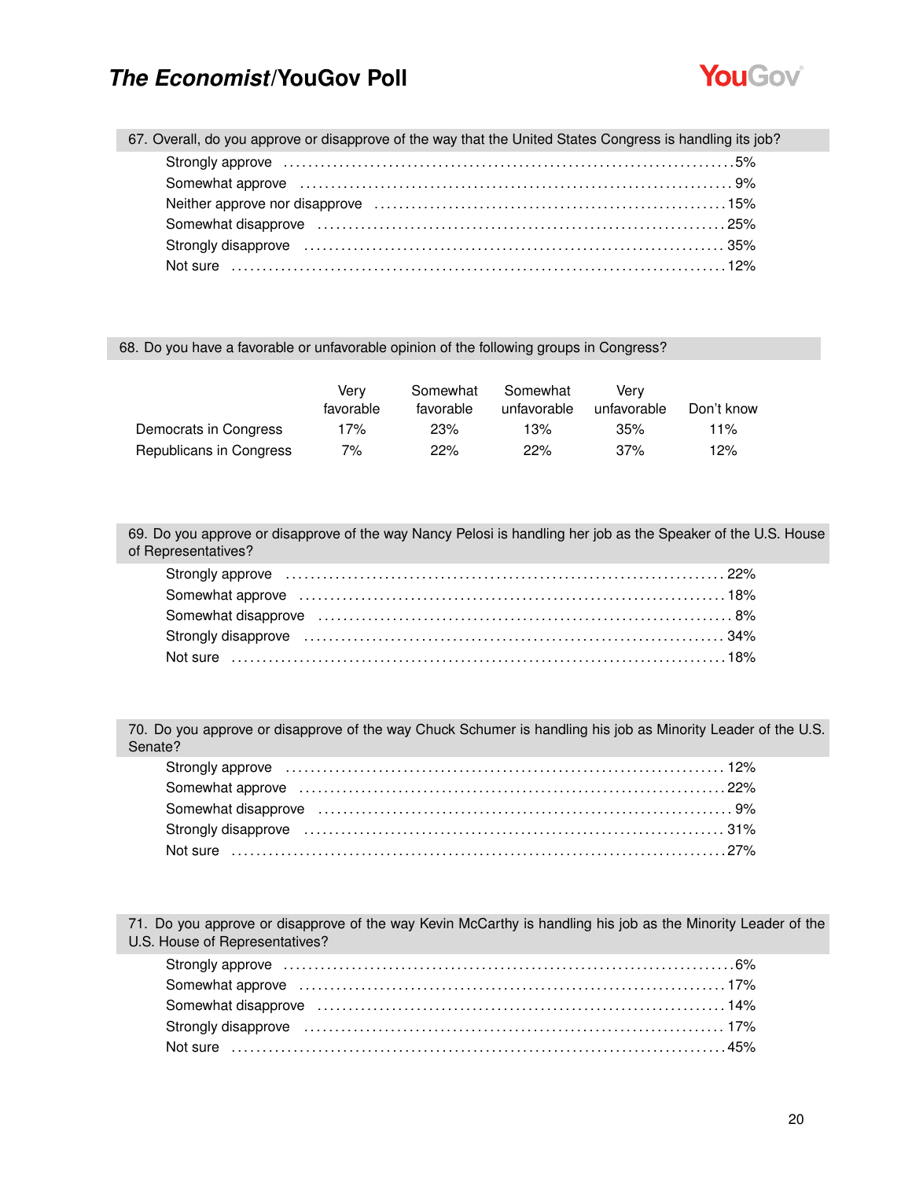67. Overall, do you approve or disapprove of the way that the United States Congress is handling its job?

| | |
|---|---|
| Strongly approve | 5% |
| Somewhat approve | 9% |
| Neither approve nor disapprove | 15% |
| Somewhat disapprove | 25% |
| Strongly disapprove | 35% |
| Not sure | 12% |

68. Do you have a favorable or unfavorable opinion of the following groups in Congress?

| | Very favorable | Somewhat favorable | Somewhat unfavorable | Very unfavorable | Don't know |
|---|---|---|---|---|---|
| Democrats in Congress | 17% | 23% | 13% | 35% | 11% |
| Republicans in Congress | 7% | 22% | 22% | 37% | 12% |

69. Do you approve or disapprove of the way Nancy Pelosi is handling her job as the Speaker of the U.S. House of Representatives?

| | |
|---|---|
| Strongly approve | 22% |
| Somewhat approve | 18% |
| Somewhat disapprove | 8% |
| Strongly disapprove | 34% |
| Not sure | 18% |

70. Do you approve or disapprove of the way Chuck Schumer is handling his job as Minority Leader of the U.S. Senate?

| | |
|---|---|
| Strongly approve | 12% |
| Somewhat approve | 22% |
| Somewhat disapprove | 9% |
| Strongly disapprove | 31% |
| Not sure | 27% |

71. Do you approve or disapprove of the way Kevin McCarthy is handling his job as the Minority Leader of the U.S. House of Representatives?

| | |
|---|---|
| Strongly approve | 6% |
| Somewhat approve | 17% |
| Somewhat disapprove | 14% |
| Strongly disapprove | 17% |
| Not sure | 45% |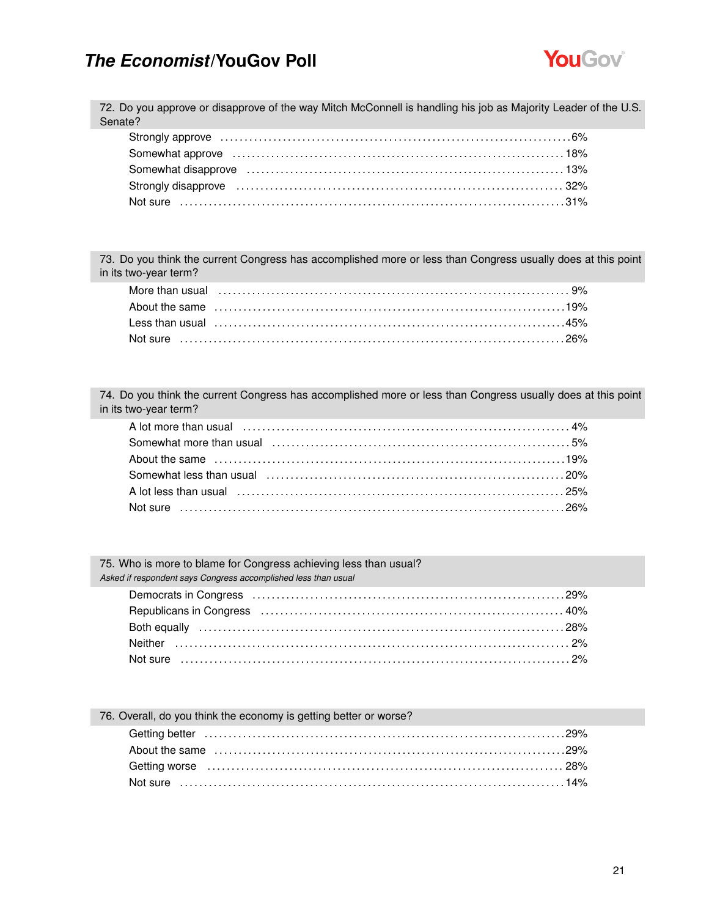**72. Do you approve or disapprove of the way Mitch McConnell is handling his job as Majority Leader of the U.S. Senate?**

| | |
|---|---|
| Strongly approve | 6% |
| Somewhat approve | 18% |
| Somewhat disapprove | 13% |
| Strongly disapprove | 32% |
| Not sure | 31% |

**73. Do you think the current Congress has accomplished more or less than Congress usually does at this point in its two-year term?**

| | |
|---|---|
| More than usual | 9% |
| About the same | 19% |
| Less than usual | 45% |
| Not sure | 26% |

**74. Do you think the current Congress has accomplished more or less than Congress usually does at this point in its two-year term?**

| | |
|---|---|
| A lot more than usual | 4% |
| Somewhat more than usual | 5% |
| About the same | 19% |
| Somewhat less than usual | 20% |
| A lot less than usual | 25% |
| Not sure | 26% |

**75. Who is more to blame for Congress achieving less than usual?**
*Asked if respondent says Congress accomplished less than usual*

| | |
|---|---|
| Democrats in Congress | 29% |
| Republicans in Congress | 40% |
| Both equally | 28% |
| Neither | 2% |
| Not sure | 2% |

**76. Overall, do you think the economy is getting better or worse?**

| | |
|---|---|
| Getting better | 29% |
| About the same | 29% |
| Getting worse | 28% |
| Not sure | 14% |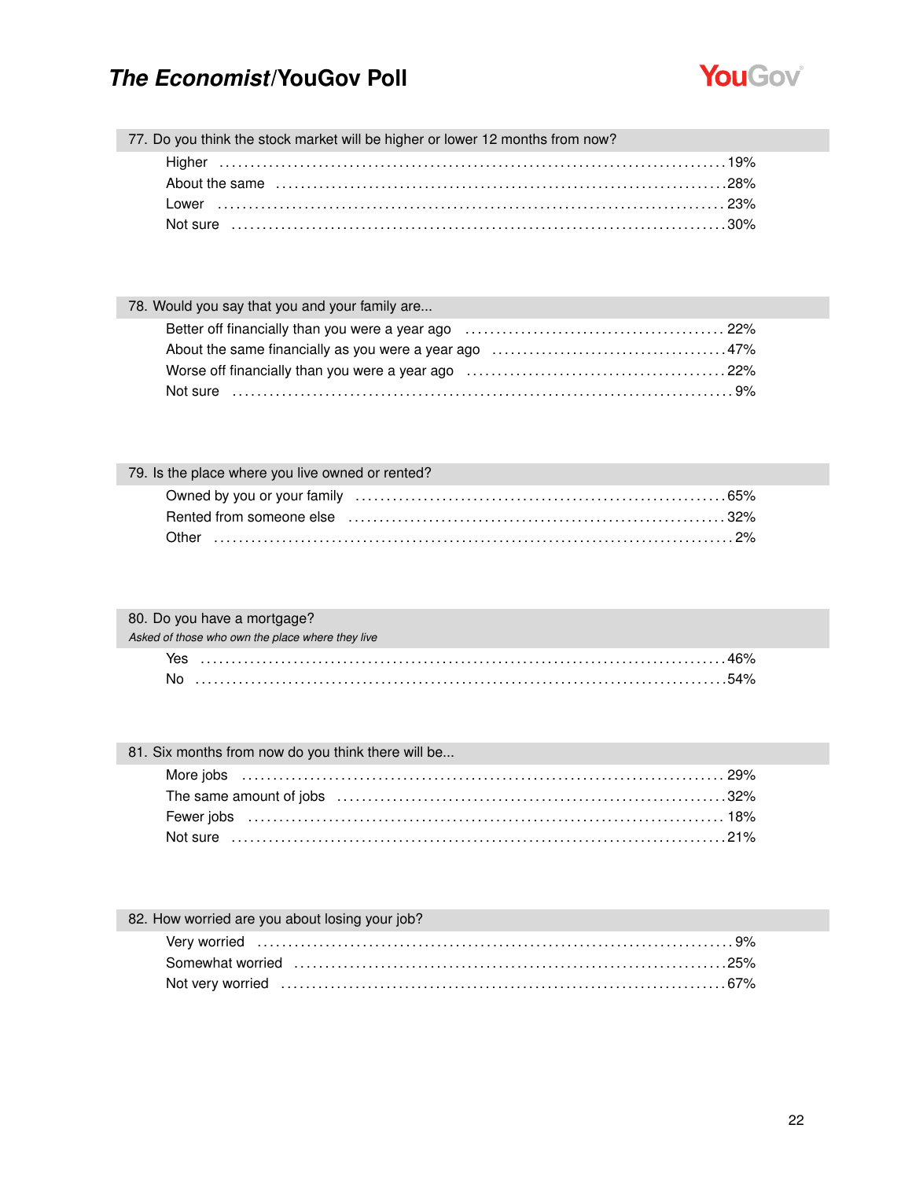**77. Do you think the stock market will be higher or lower 12 months from now?**

| Response | % |
|---|---|
| Higher | 19% |
| About the same | 28% |
| Lower | 23% |
| Not sure | 30% |

**78. Would you say that you and your family are...**

| Response | % |
|---|---|
| Better off financially than you were a year ago | 22% |
| About the same financially as you were a year ago | 47% |
| Worse off financially than you were a year ago | 22% |
| Not sure | 9% |

**79. Is the place where you live owned or rented?**

| Response | % |
|---|---|
| Owned by you or your family | 65% |
| Rented from someone else | 32% |
| Other | 2% |

**80. Do you have a mortgage?**

*Asked of those who own the place where they live*

| Response | % |
|---|---|
| Yes | 46% |
| No | 54% |

**81. Six months from now do you think there will be...**

| Response | % |
|---|---|
| More jobs | 29% |
| The same amount of jobs | 32% |
| Fewer jobs | 18% |
| Not sure | 21% |

**82. How worried are you about losing your job?**

| Response | % |
|---|---|
| Very worried | 9% |
| Somewhat worried | 25% |
| Not very worried | 67% |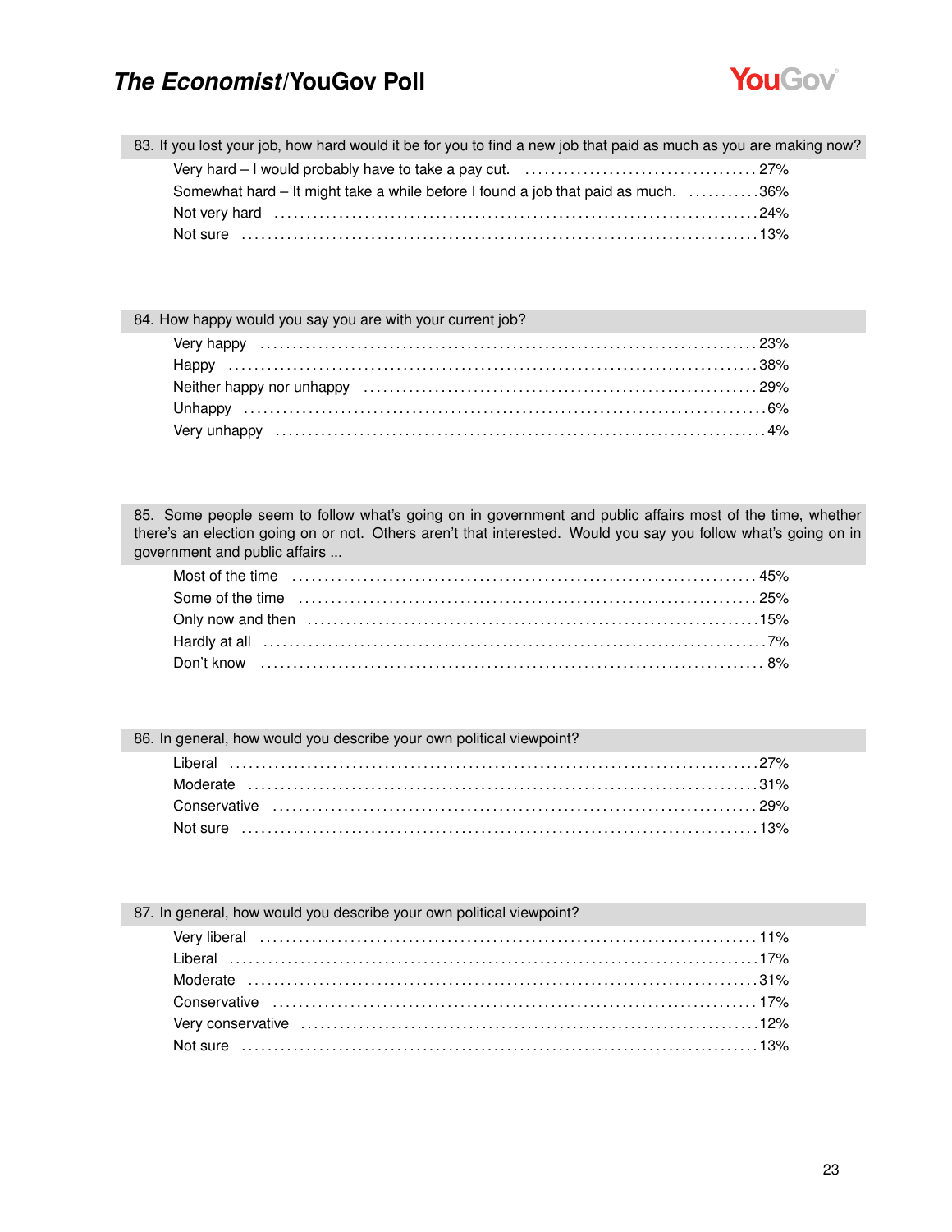83. If you lost your job, how hard would it be for you to find a new job that paid as much as you are making now?

| | |
|---|---|
| Very hard – I would probably have to take a pay cut. | 27% |
| Somewhat hard – It might take a while before I found a job that paid as much. | 36% |
| Not very hard | 24% |
| Not sure | 13% |

84. How happy would you say you are with your current job?

| | |
|---|---|
| Very happy | 23% |
| Happy | 38% |
| Neither happy nor unhappy | 29% |
| Unhappy | 6% |
| Very unhappy | 4% |

85. Some people seem to follow what's going on in government and public affairs most of the time, whether there's an election going on or not. Others aren't that interested. Would you say you follow what's going on in government and public affairs ...

| | |
|---|---|
| Most of the time | 45% |
| Some of the time | 25% |
| Only now and then | 15% |
| Hardly at all | 7% |
| Don't know | 8% |

86. In general, how would you describe your own political viewpoint?

| | |
|---|---|
| Liberal | 27% |
| Moderate | 31% |
| Conservative | 29% |
| Not sure | 13% |

87. In general, how would you describe your own political viewpoint?

| | |
|---|---|
| Very liberal | 11% |
| Liberal | 17% |
| Moderate | 31% |
| Conservative | 17% |
| Very conservative | 12% |
| Not sure | 13% |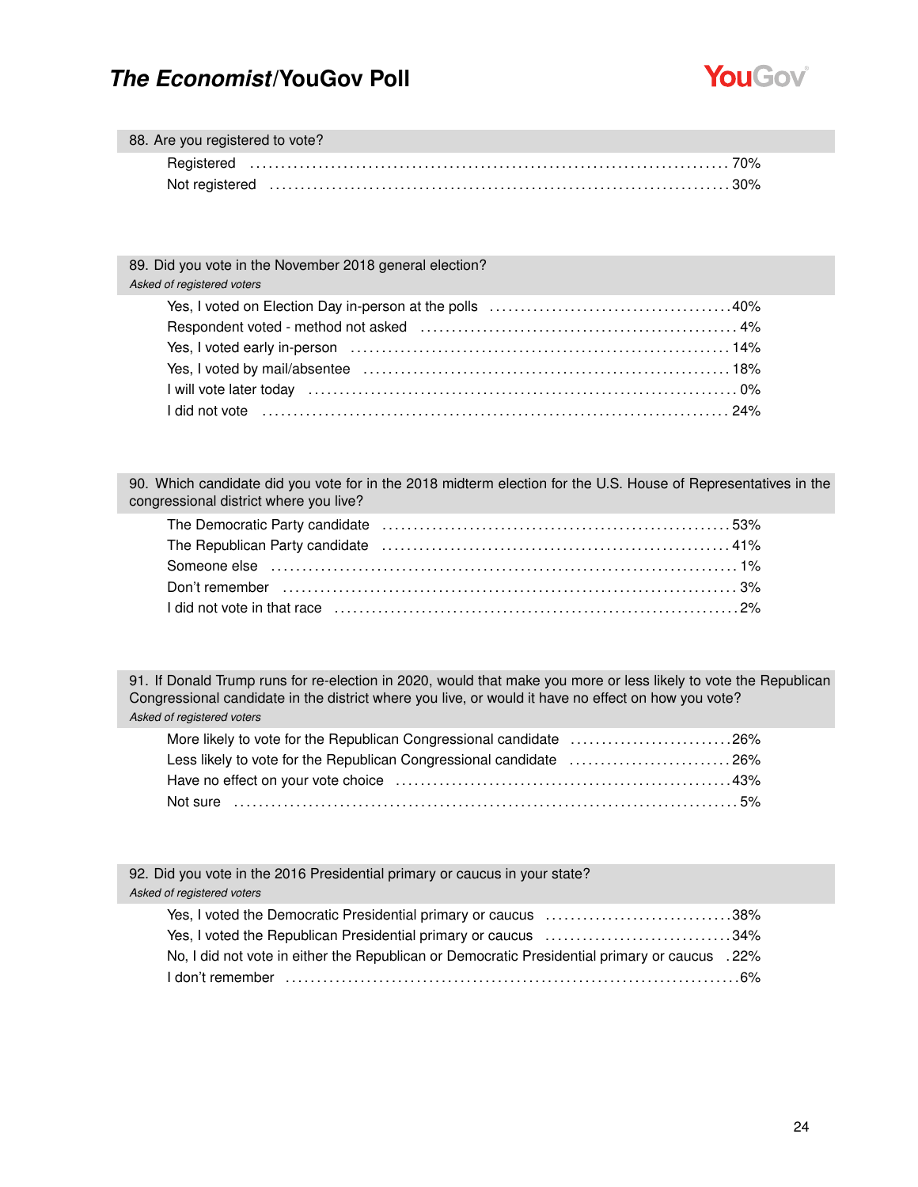### 88. Are you registered to vote?

| Response | % |
|---|---|
| Registered | 70% |
| Not registered | 30% |

### 89. Did you vote in the November 2018 general election?

*Asked of registered voters*

| Response | % |
|---|---|
| Yes, I voted on Election Day in-person at the polls | 40% |
| Respondent voted - method not asked | 4% |
| Yes, I voted early in-person | 14% |
| Yes, I voted by mail/absentee | 18% |
| I will vote later today | 0% |
| I did not vote | 24% |

### 90. Which candidate did you vote for in the 2018 midterm election for the U.S. House of Representatives in the congressional district where you live?

| Response | % |
|---|---|
| The Democratic Party candidate | 53% |
| The Republican Party candidate | 41% |
| Someone else | 1% |
| Don't remember | 3% |
| I did not vote in that race | 2% |

### 91. If Donald Trump runs for re-election in 2020, would that make you more or less likely to vote the Republican Congressional candidate in the district where you live, or would it have no effect on how you vote?

*Asked of registered voters*

| Response | % |
|---|---|
| More likely to vote for the Republican Congressional candidate | 26% |
| Less likely to vote for the Republican Congressional candidate | 26% |
| Have no effect on your vote choice | 43% |
| Not sure | 5% |

### 92. Did you vote in the 2016 Presidential primary or caucus in your state?

*Asked of registered voters*

| Response | % |
|---|---|
| Yes, I voted the Democratic Presidential primary or caucus | 38% |
| Yes, I voted the Republican Presidential primary or caucus | 34% |
| No, I did not vote in either the Republican or Democratic Presidential primary or caucus | 22% |
| I don't remember | 6% |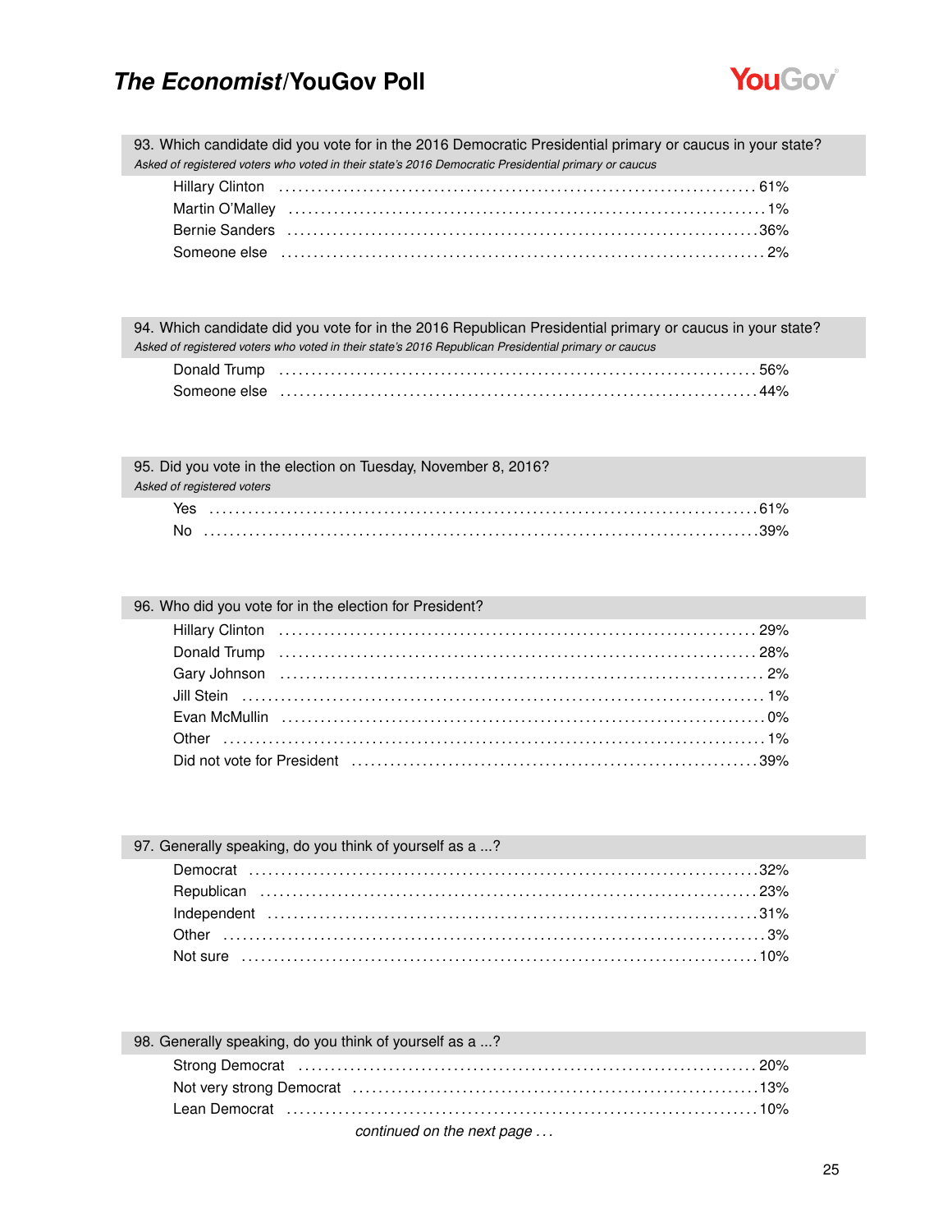**93. Which candidate did you vote for in the 2016 Democratic Presidential primary or caucus in your state?**
*Asked of registered voters who voted in their state's 2016 Democratic Presidential primary or caucus*

| | |
|---|---|
| Hillary Clinton | 61% |
| Martin O'Malley | 1% |
| Bernie Sanders | 36% |
| Someone else | 2% |

**94. Which candidate did you vote for in the 2016 Republican Presidential primary or caucus in your state?**
*Asked of registered voters who voted in their state's 2016 Republican Presidential primary or caucus*

| | |
|---|---|
| Donald Trump | 56% |
| Someone else | 44% |

**95. Did you vote in the election on Tuesday, November 8, 2016?**
*Asked of registered voters*

| | |
|---|---|
| Yes | 61% |
| No | 39% |

**96. Who did you vote for in the election for President?**

| | |
|---|---|
| Hillary Clinton | 29% |
| Donald Trump | 28% |
| Gary Johnson | 2% |
| Jill Stein | 1% |
| Evan McMullin | 0% |
| Other | 1% |
| Did not vote for President | 39% |

**97. Generally speaking, do you think of yourself as a ...?**

| | |
|---|---|
| Democrat | 32% |
| Republican | 23% |
| Independent | 31% |
| Other | 3% |
| Not sure | 10% |

**98. Generally speaking, do you think of yourself as a ...?**

| | |
|---|---|
| Strong Democrat | 20% |
| Not very strong Democrat | 13% |
| Lean Democrat | 10% |

*continued on the next page . . .*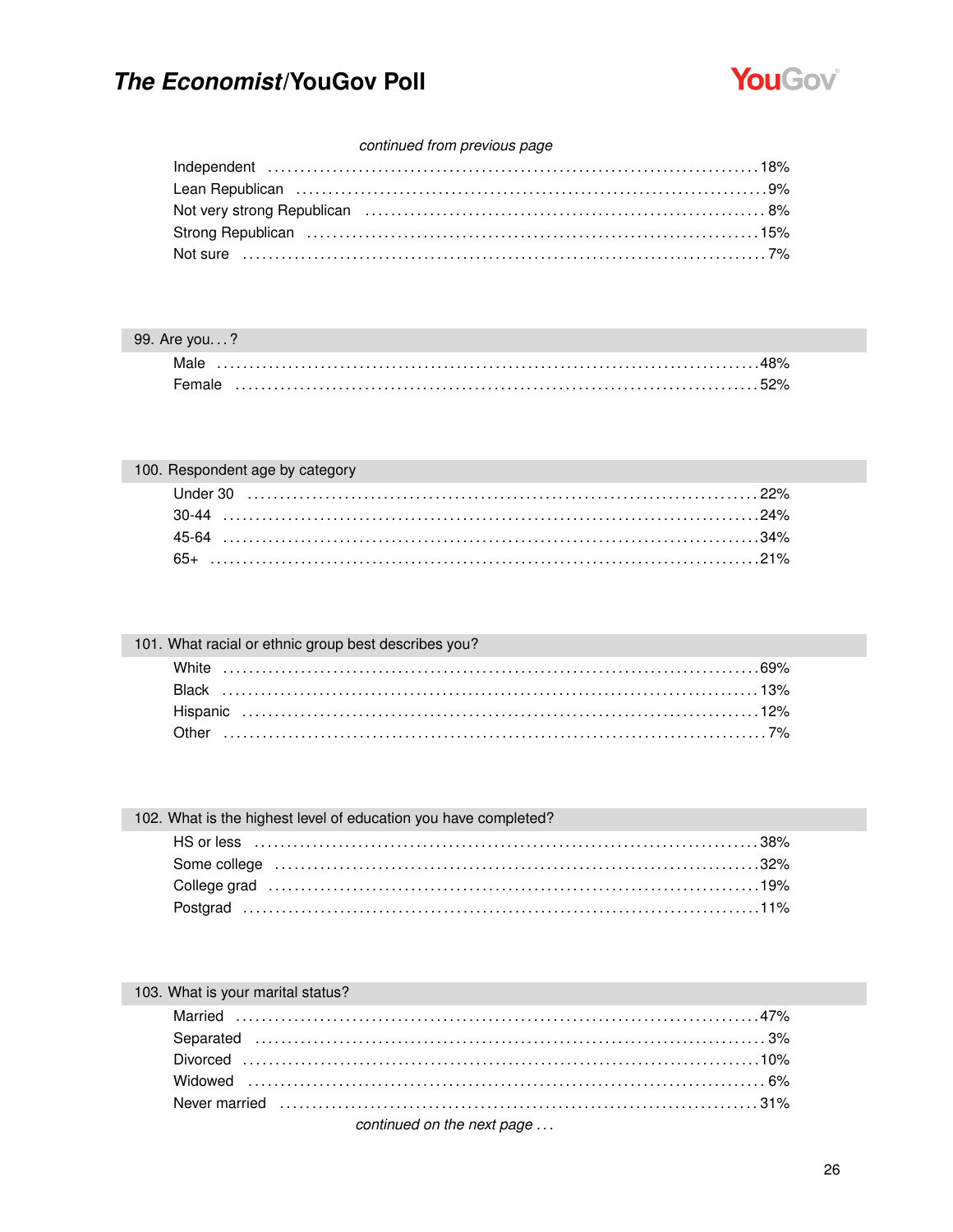*continued from previous page*

| | |
|---|---|
| Independent | 18% |
| Lean Republican | 9% |
| Not very strong Republican | 8% |
| Strong Republican | 15% |
| Not sure | 7% |

## 99. Are you. . . ?

| | |
|---|---|
| Male | 48% |
| Female | 52% |

## 100. Respondent age by category

| | |
|---|---|
| Under 30 | 22% |
| 30-44 | 24% |
| 45-64 | 34% |
| 65+ | 21% |

## 101. What racial or ethnic group best describes you?

| | |
|---|---|
| White | 69% |
| Black | 13% |
| Hispanic | 12% |
| Other | 7% |

## 102. What is the highest level of education you have completed?

| | |
|---|---|
| HS or less | 38% |
| Some college | 32% |
| College grad | 19% |
| Postgrad | 11% |

## 103. What is your marital status?

| | |
|---|---|
| Married | 47% |
| Separated | 3% |
| Divorced | 10% |
| Widowed | 6% |
| Never married | 31% |

*continued on the next page . . .*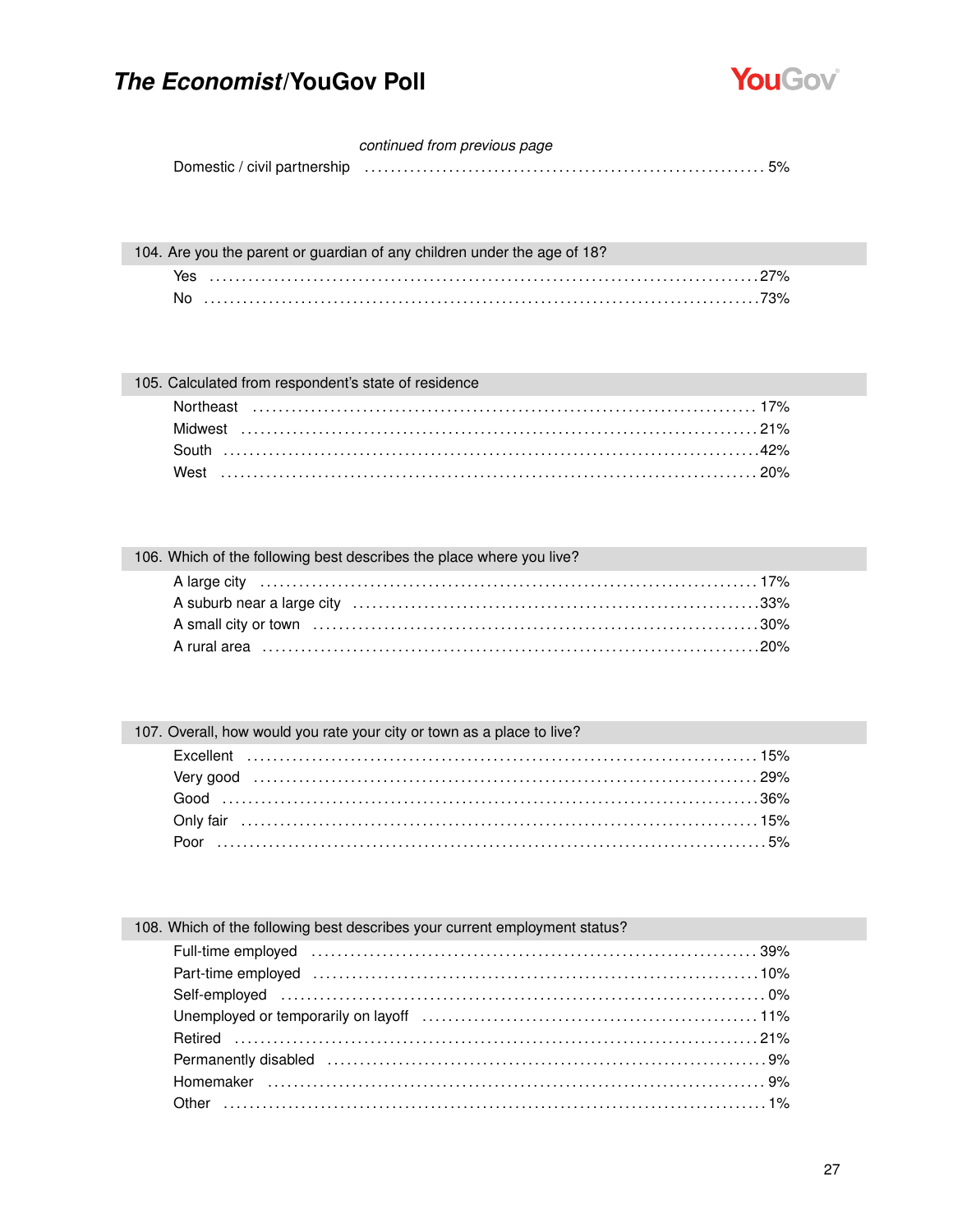*continued from previous page*

| | |
|---|---|
| Domestic / civil partnership | 5% |

### 104. Are you the parent or guardian of any children under the age of 18?

| | |
|---|---|
| Yes | 27% |
| No | 73% |

### 105. Calculated from respondent's state of residence

| | |
|---|---|
| Northeast | 17% |
| Midwest | 21% |
| South | 42% |
| West | 20% |

### 106. Which of the following best describes the place where you live?

| | |
|---|---|
| A large city | 17% |
| A suburb near a large city | 33% |
| A small city or town | 30% |
| A rural area | 20% |

### 107. Overall, how would you rate your city or town as a place to live?

| | |
|---|---|
| Excellent | 15% |
| Very good | 29% |
| Good | 36% |
| Only fair | 15% |
| Poor | 5% |

### 108. Which of the following best describes your current employment status?

| | |
|---|---|
| Full-time employed | 39% |
| Part-time employed | 10% |
| Self-employed | 0% |
| Unemployed or temporarily on layoff | 11% |
| Retired | 21% |
| Permanently disabled | 9% |
| Homemaker | 9% |
| Other | 1% |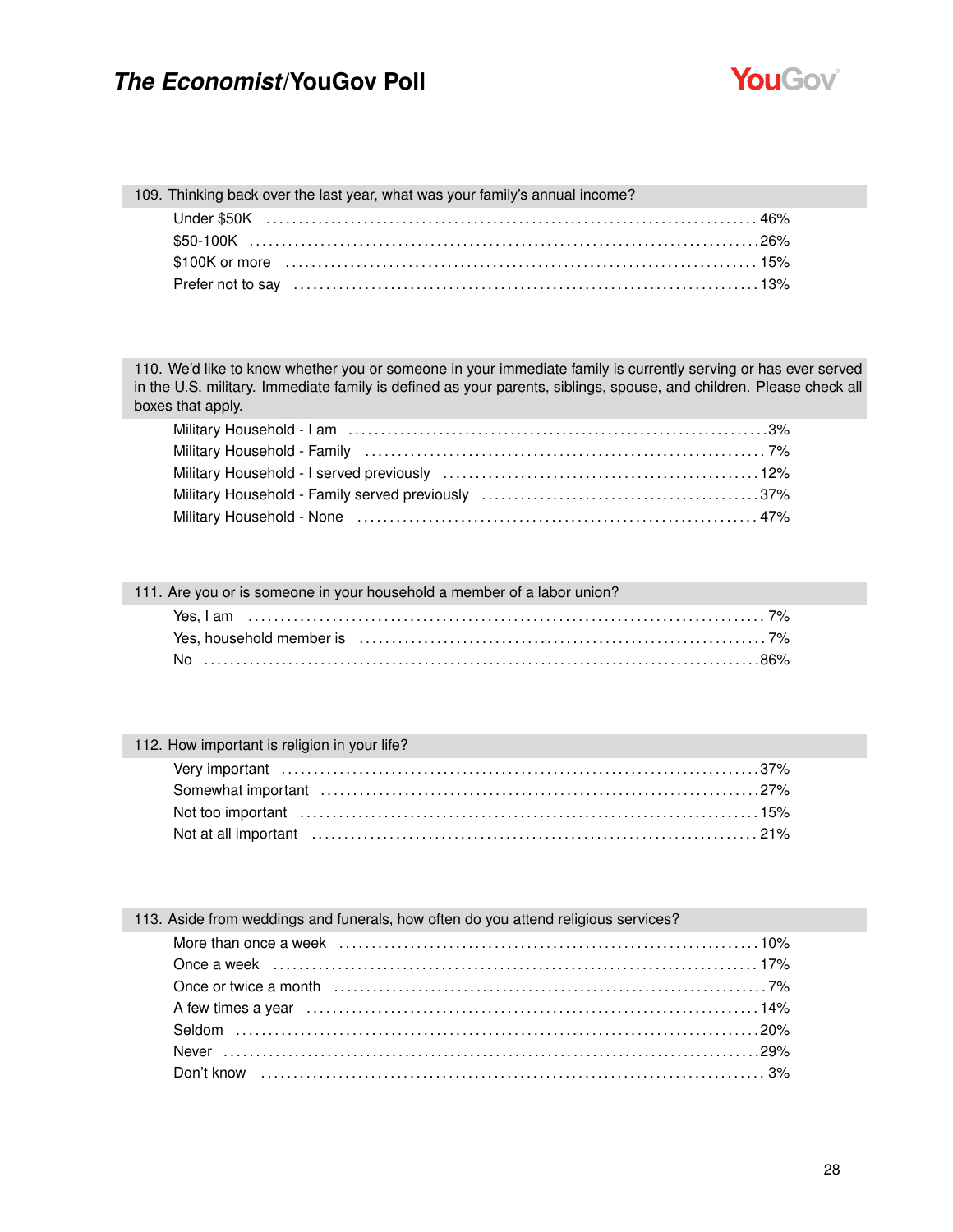### 109. Thinking back over the last year, what was your family's annual income?

| | |
|---|---|
| Under $50K | 46% |
| $50-100K | 26% |
| $100K or more | 15% |
| Prefer not to say | 13% |

### 110. We'd like to know whether you or someone in your immediate family is currently serving or has ever served in the U.S. military. Immediate family is defined as your parents, siblings, spouse, and children. Please check all boxes that apply.

| | |
|---|---|
| Military Household - I am | 3% |
| Military Household - Family | 7% |
| Military Household - I served previously | 12% |
| Military Household - Family served previously | 37% |
| Military Household - None | 47% |

### 111. Are you or is someone in your household a member of a labor union?

| | |
|---|---|
| Yes, I am | 7% |
| Yes, household member is | 7% |
| No | 86% |

### 112. How important is religion in your life?

| | |
|---|---|
| Very important | 37% |
| Somewhat important | 27% |
| Not too important | 15% |
| Not at all important | 21% |

### 113. Aside from weddings and funerals, how often do you attend religious services?

| | |
|---|---|
| More than once a week | 10% |
| Once a week | 17% |
| Once or twice a month | 7% |
| A few times a year | 14% |
| Seldom | 20% |
| Never | 29% |
| Don't know | 3% |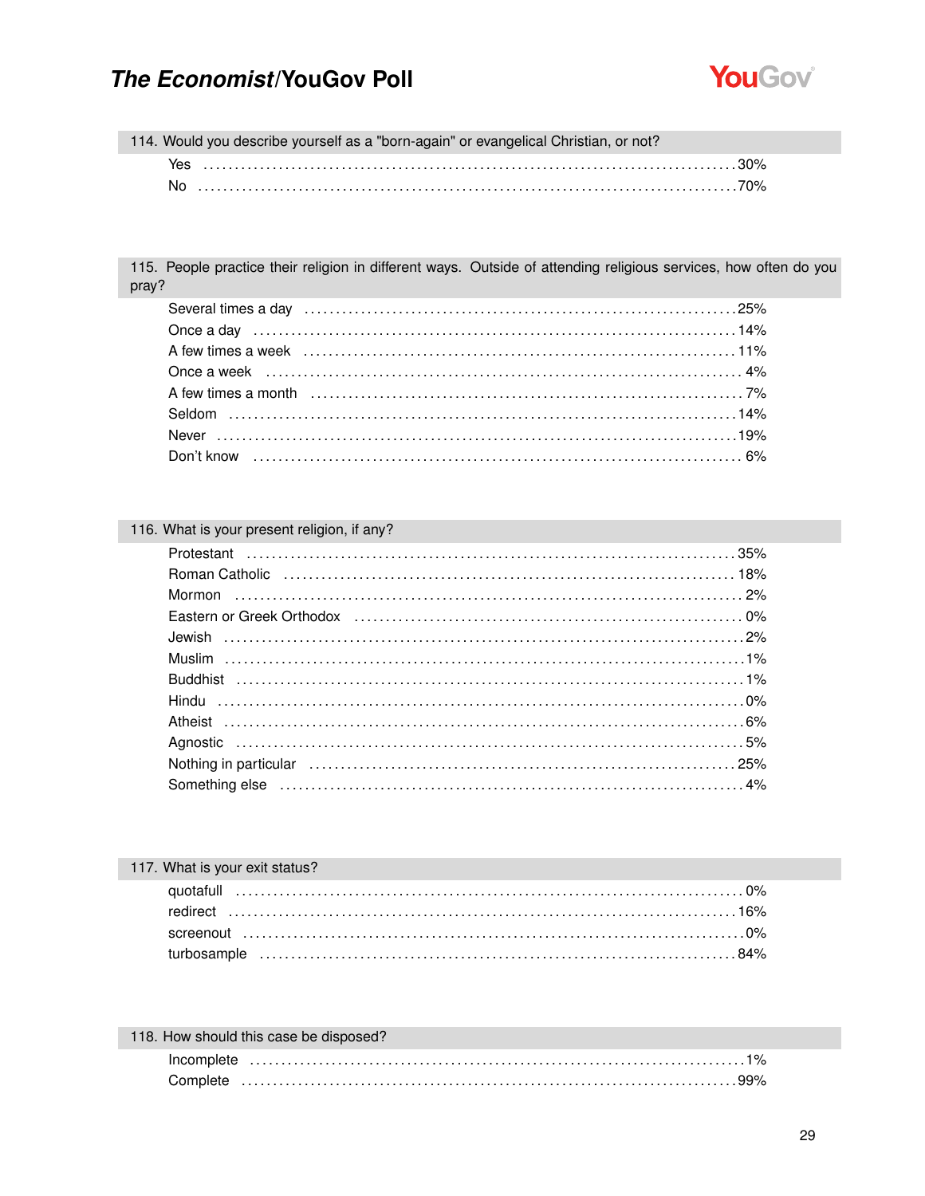### 114. Would you describe yourself as a "born-again" or evangelical Christian, or not?

| | |
|---|---|
| Yes | 30% |
| No | 70% |

### 115. People practice their religion in different ways. Outside of attending religious services, how often do you pray?

| | |
|---|---|
| Several times a day | 25% |
| Once a day | 14% |
| A few times a week | 11% |
| Once a week | 4% |
| A few times a month | 7% |
| Seldom | 14% |
| Never | 19% |
| Don't know | 6% |

### 116. What is your present religion, if any?

| | |
|---|---|
| Protestant | 35% |
| Roman Catholic | 18% |
| Mormon | 2% |
| Eastern or Greek Orthodox | 0% |
| Jewish | 2% |
| Muslim | 1% |
| Buddhist | 1% |
| Hindu | 0% |
| Atheist | 6% |
| Agnostic | 5% |
| Nothing in particular | 25% |
| Something else | 4% |

### 117. What is your exit status?

| | |
|---|---|
| quotafull | 0% |
| redirect | 16% |
| screenout | 0% |
| turbosample | 84% |

### 118. How should this case be disposed?

| | |
|---|---|
| Incomplete | 1% |
| Complete | 99% |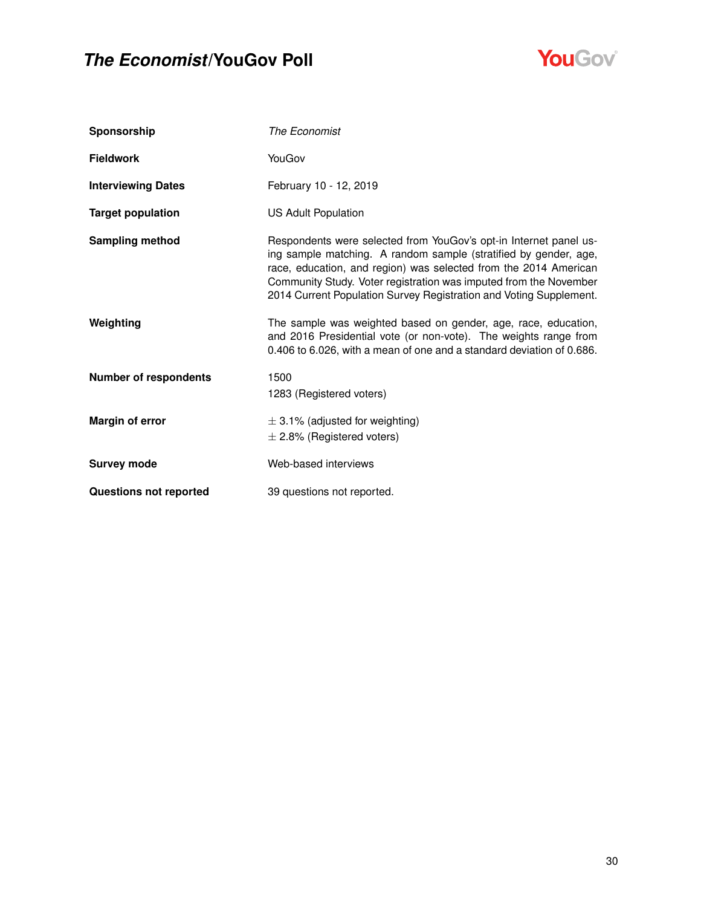# *The Economist*/YouGov Poll

| | |
|---|---|
| **Sponsorship** | *The Economist* |
| **Fieldwork** | YouGov |
| **Interviewing Dates** | February 10 - 12, 2019 |
| **Target population** | US Adult Population |
| **Sampling method** | Respondents were selected from YouGov's opt-in Internet panel using sample matching. A random sample (stratified by gender, age, race, education, and region) was selected from the 2014 American Community Study. Voter registration was imputed from the November 2014 Current Population Survey Registration and Voting Supplement. |
| **Weighting** | The sample was weighted based on gender, age, race, education, and 2016 Presidential vote (or non-vote). The weights range from 0.406 to 6.026, with a mean of one and a standard deviation of 0.686. |
| **Number of respondents** | 1500<br>1283 (Registered voters) |
| **Margin of error** | ± 3.1% (adjusted for weighting)<br>± 2.8% (Registered voters) |
| **Survey mode** | Web-based interviews |
| **Questions not reported** | 39 questions not reported. |